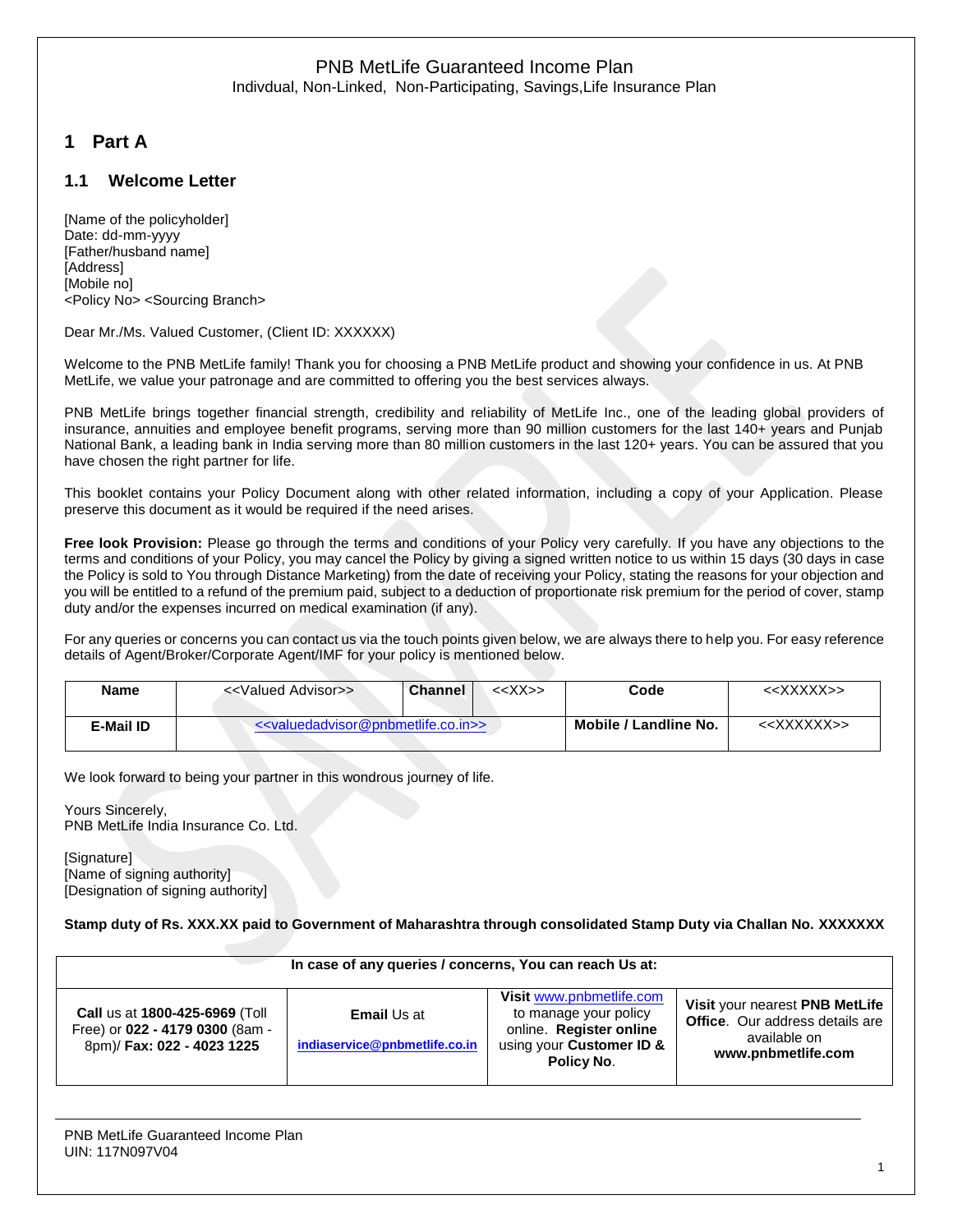PNB MetLife Guaranteed Income Plan

Indivdual, Non-Linked, Non-Participating, Savings,Life Insurance Plan

# 1 Part A

## 1.1 Welcome Letter

[Name of the policyholder]
Date: dd-mm-yyyy
[Father/husband name]
[Address]
[Mobile no]
<Policy No> <Sourcing Branch>

Dear Mr./Ms. Valued Customer, (Client ID: XXXXXX)

Welcome to the PNB MetLife family! Thank you for choosing a PNB MetLife product and showing your confidence in us. At PNB MetLife, we value your patronage and are committed to offering you the best services always.

PNB MetLife brings together financial strength, credibility and reliability of MetLife Inc., one of the leading global providers of insurance, annuities and employee benefit programs, serving more than 90 million customers for the last 140+ years and Punjab National Bank, a leading bank in India serving more than 80 million customers in the last 120+ years. You can be assured that you have chosen the right partner for life.

This booklet contains your Policy Document along with other related information, including a copy of your Application. Please preserve this document as it would be required if the need arises.

**Free look Provision:** Please go through the terms and conditions of your Policy very carefully. If you have any objections to the terms and conditions of your Policy, you may cancel the Policy by giving a signed written notice to us within 15 days (30 days in case the Policy is sold to You through Distance Marketing) from the date of receiving your Policy, stating the reasons for your objection and you will be entitled to a refund of the premium paid, subject to a deduction of proportionate risk premium for the period of cover, stamp duty and/or the expenses incurred on medical examination (if any).

For any queries or concerns you can contact us via the touch points given below, we are always there to help you. For easy reference details of Agent/Broker/Corporate Agent/IMF for your policy is mentioned below.

| **Name** | <<Valued Advisor>> | **Channel** | <<XX>> | **Code** | <<XXXXX>> |
|---|---|---|---|---|---|
| **E-Mail ID** | <<valuedadvisor@pnbmetlife.co.in>> | | | **Mobile / Landline No.** | <<XXXXXX>> |

We look forward to being your partner in this wondrous journey of life.

Yours Sincerely,
PNB MetLife India Insurance Co. Ltd.

[Signature]
[Name of signing authority]
[Designation of signing authority]

**Stamp duty of Rs. XXX.XX paid to Government of Maharashtra through consolidated Stamp Duty via Challan No. XXXXXXX**

| **In case of any queries / concerns, You can reach Us at:** | | | |
|---|---|---|---|
| **Call** us at **1800-425-6969** (Toll Free) or **022 - 4179 0300** (8am - 8pm)/ **Fax: 022 - 4023 1225** | **Email** Us at **indiaservice@pnbmetlife.co.in** | **Visit** www.pnbmetlife.com to manage your policy online. **Register online** using your **Customer ID & Policy No**. | **Visit** your nearest **PNB MetLife Office**. Our address details are available on **www.pnbmetlife.com** |

PNB MetLife Guaranteed Income Plan
UIN: 117N097V04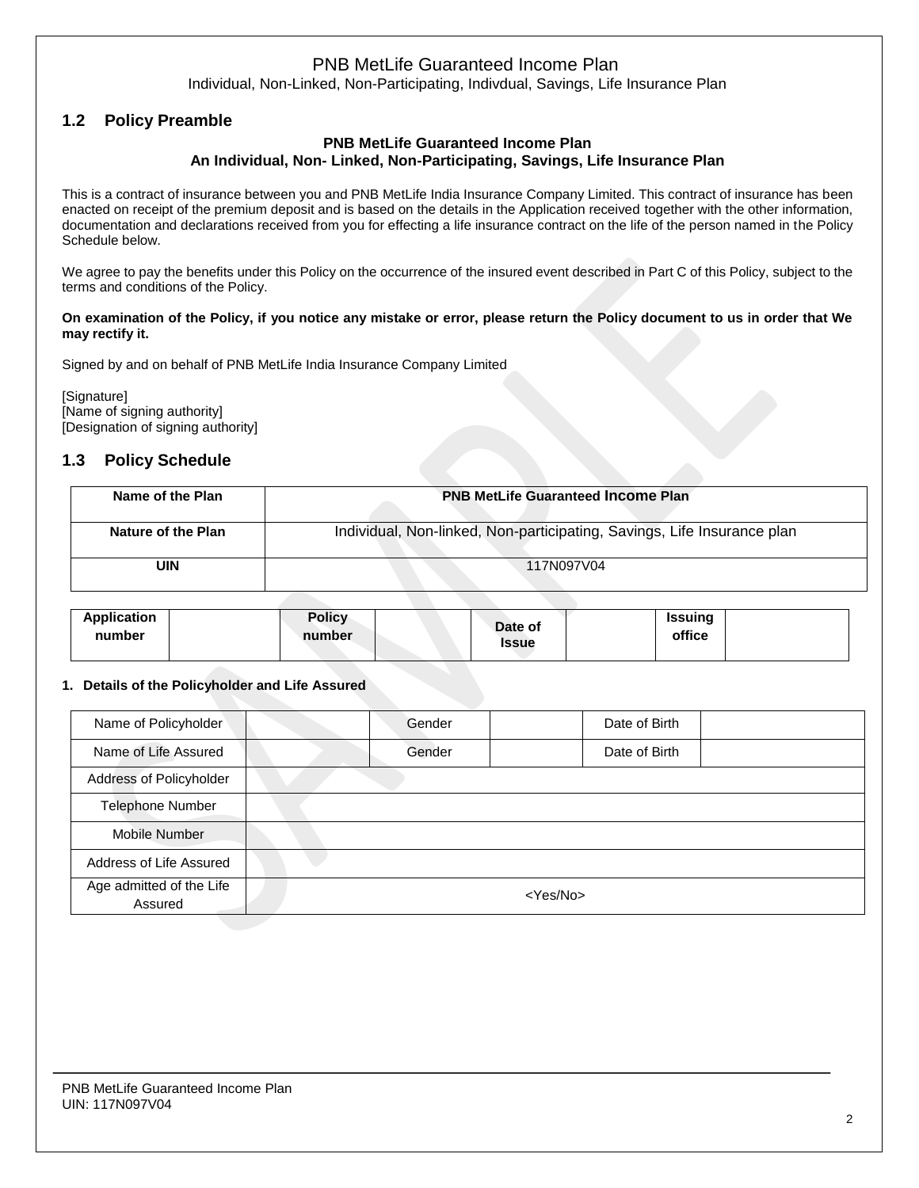## 1.2 Policy Preamble

**PNB MetLife Guaranteed Income Plan**
**An Individual, Non- Linked, Non-Participating, Savings, Life Insurance Plan**

This is a contract of insurance between you and PNB MetLife India Insurance Company Limited. This contract of insurance has been enacted on receipt of the premium deposit and is based on the details in the Application received together with the other information, documentation and declarations received from you for effecting a life insurance contract on the life of the person named in the Policy Schedule below.

We agree to pay the benefits under this Policy on the occurrence of the insured event described in Part C of this Policy, subject to the terms and conditions of the Policy.

**On examination of the Policy, if you notice any mistake or error, please return the Policy document to us in order that We may rectify it.**

Signed by and on behalf of PNB MetLife India Insurance Company Limited

[Signature]
[Name of signing authority]
[Designation of signing authority]

## 1.3 Policy Schedule

| **Name of the Plan** | **PNB MetLife Guaranteed Income Plan** |
|---|---|
| **Nature of the Plan** | Individual, Non-linked, Non-participating, Savings, Life Insurance plan |
| **UIN** | 117N097V04 |

| **Application number** | | **Policy number** | | **Date of Issue** | | **Issuing office** | |
|---|---|---|---|---|---|---|---|

**1. Details of the Policyholder and Life Assured**

| Name of Policyholder | | Gender | | Date of Birth | |
|---|---|---|---|---|---|
| Name of Life Assured | | Gender | | Date of Birth | |
| Address of Policyholder | | | | | |
| Telephone Number | | | | | |
| Mobile Number | | | | | |
| Address of Life Assured | | | | | |
| Age admitted of the Life Assured | <Yes/No> | | | | |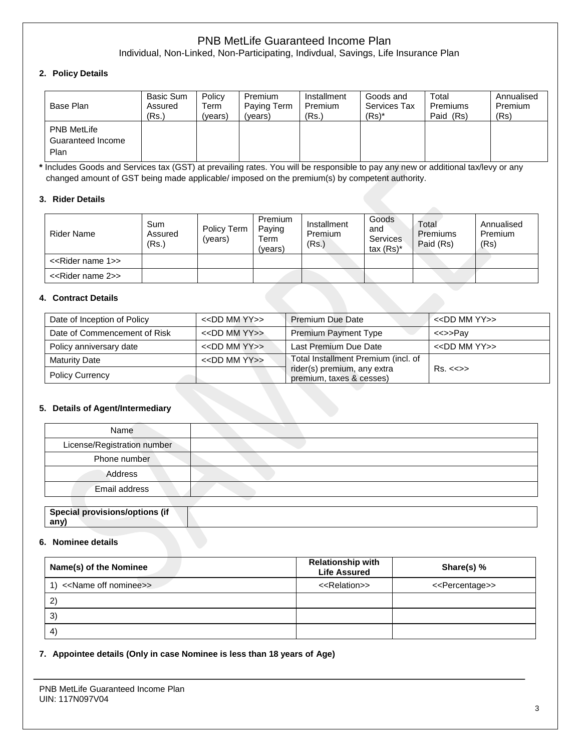# PNB MetLife Guaranteed Income Plan

Individual, Non-Linked, Non-Participating, Indivdual, Savings, Life Insurance Plan

**2. Policy Details**

| Base Plan | Basic Sum Assured (Rs.) | Policy Term (years) | Premium Paying Term (years) | Installment Premium (Rs.) | Goods and Services Tax (Rs)* | Total Premiums Paid (Rs) | Annualised Premium (Rs) |
|---|---|---|---|---|---|---|---|
| PNB MetLife Guaranteed Income Plan | | | | | | | |

**\*** Includes Goods and Services tax (GST) at prevailing rates. You will be responsible to pay any new or additional tax/levy or any changed amount of GST being made applicable/ imposed on the premium(s) by competent authority.

**3. Rider Details**

| Rider Name | Sum Assured (Rs.) | Policy Term (years) | Premium Paying Term (years) | Installment Premium (Rs.) | Goods and Services tax (Rs)* | Total Premiums Paid (Rs) | Annualised Premium (Rs) |
|---|---|---|---|---|---|---|---|
| <<Rider name 1>> | | | | | | | |
| <<Rider name 2>> | | | | | | | |

**4. Contract Details**

| | | | |
|---|---|---|---|
| Date of Inception of Policy | <<DD MM YY>> | Premium Due Date | <<DD MM YY>> |
| Date of Commencement of Risk | <<DD MM YY>> | Premium Payment Type | <<>>Pay |
| Policy anniversary date | <<DD MM YY>> | Last Premium Due Date | <<DD MM YY>> |
| Maturity Date | <<DD MM YY>> | Total Installment Premium (incl. of rider(s) premium, any extra premium, taxes & cesses) | Rs. <<>> |
| Policy Currency | | | |

**5. Details of Agent/Intermediary**

| | |
|---|---|
| Name | |
| License/Registration number | |
| Phone number | |
| Address | |
| Email address | |

| | |
|---|---|
| **Special provisions/options (if any)** | |

**6. Nominee details**

| Name(s) of the Nominee | Relationship with Life Assured | Share(s) % |
|---|---|---|
| 1) <<Name off nominee>> | <<Relation>> | <<Percentage>> |
| 2) | | |
| 3) | | |
| 4) | | |

**7. Appointee details (Only in case Nominee is less than 18 years of Age)**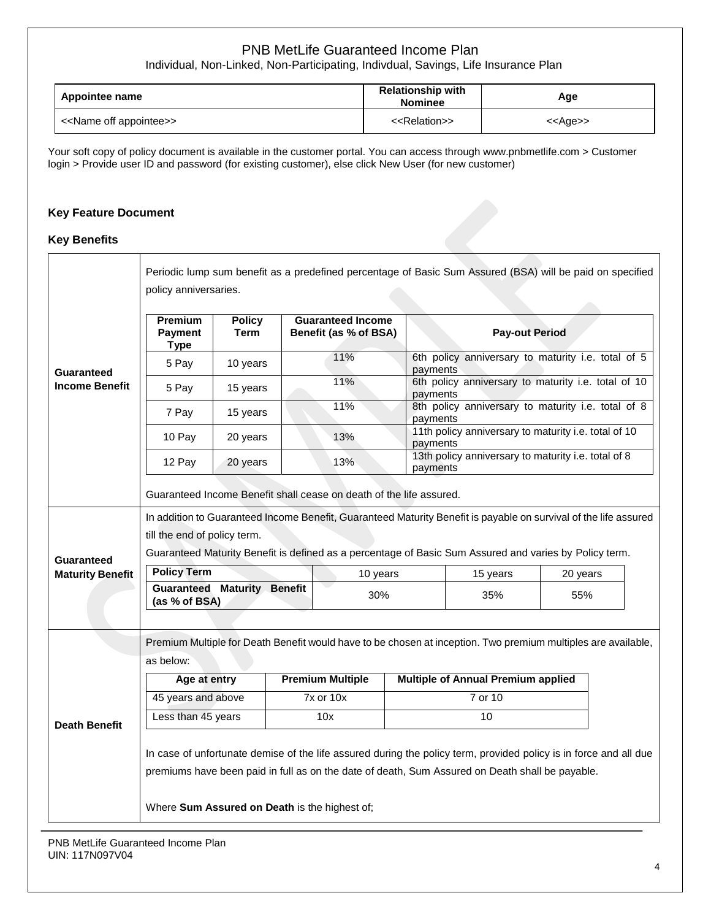PNB MetLife Guaranteed Income Plan

Individual, Non-Linked, Non-Participating, Indivdual, Savings, Life Insurance Plan

| Appointee name | Relationship with Nominee | Age |
|---|---|---|
| <<Name off appointee>> | <<Relation>> | <<Age>> |

Your soft copy of policy document is available in the customer portal. You can access through www.pnbmetlife.com > Customer login > Provide user ID and password (for existing customer), else click New User (for new customer)

## Key Feature Document

### Key Benefits

**Guaranteed Income Benefit**

Periodic lump sum benefit as a predefined percentage of Basic Sum Assured (BSA) will be paid on specified policy anniversaries.

| Premium Payment Type | Policy Term | Guaranteed Income Benefit (as % of BSA) | Pay-out Period |
|---|---|---|---|
| 5 Pay | 10 years | 11% | 6th policy anniversary to maturity i.e. total of 5 payments |
| 5 Pay | 15 years | 11% | 6th policy anniversary to maturity i.e. total of 10 payments |
| 7 Pay | 15 years | 11% | 8th policy anniversary to maturity i.e. total of 8 payments |
| 10 Pay | 20 years | 13% | 11th policy anniversary to maturity i.e. total of 10 payments |
| 12 Pay | 20 years | 13% | 13th policy anniversary to maturity i.e. total of 8 payments |

Guaranteed Income Benefit shall cease on death of the life assured.

**Guaranteed Maturity Benefit**

In addition to Guaranteed Income Benefit, Guaranteed Maturity Benefit is payable on survival of the life assured till the end of policy term.

Guaranteed Maturity Benefit is defined as a percentage of Basic Sum Assured and varies by Policy term.

| Policy Term | 10 years | 15 years | 20 years |
|---|---|---|---|
| Guaranteed Maturity Benefit (as % of BSA) | 30% | 35% | 55% |

**Death Benefit**

Premium Multiple for Death Benefit would have to be chosen at inception. Two premium multiples are available, as below:

| Age at entry | Premium Multiple | Multiple of Annual Premium applied |
|---|---|---|
| 45 years and above | 7x or 10x | 7 or 10 |
| Less than 45 years | 10x | 10 |

In case of unfortunate demise of the life assured during the policy term, provided policy is in force and all due premiums have been paid in full as on the date of death, Sum Assured on Death shall be payable.

Where **Sum Assured on Death** is the highest of;

PNB MetLife Guaranteed Income Plan
UIN: 117N097V04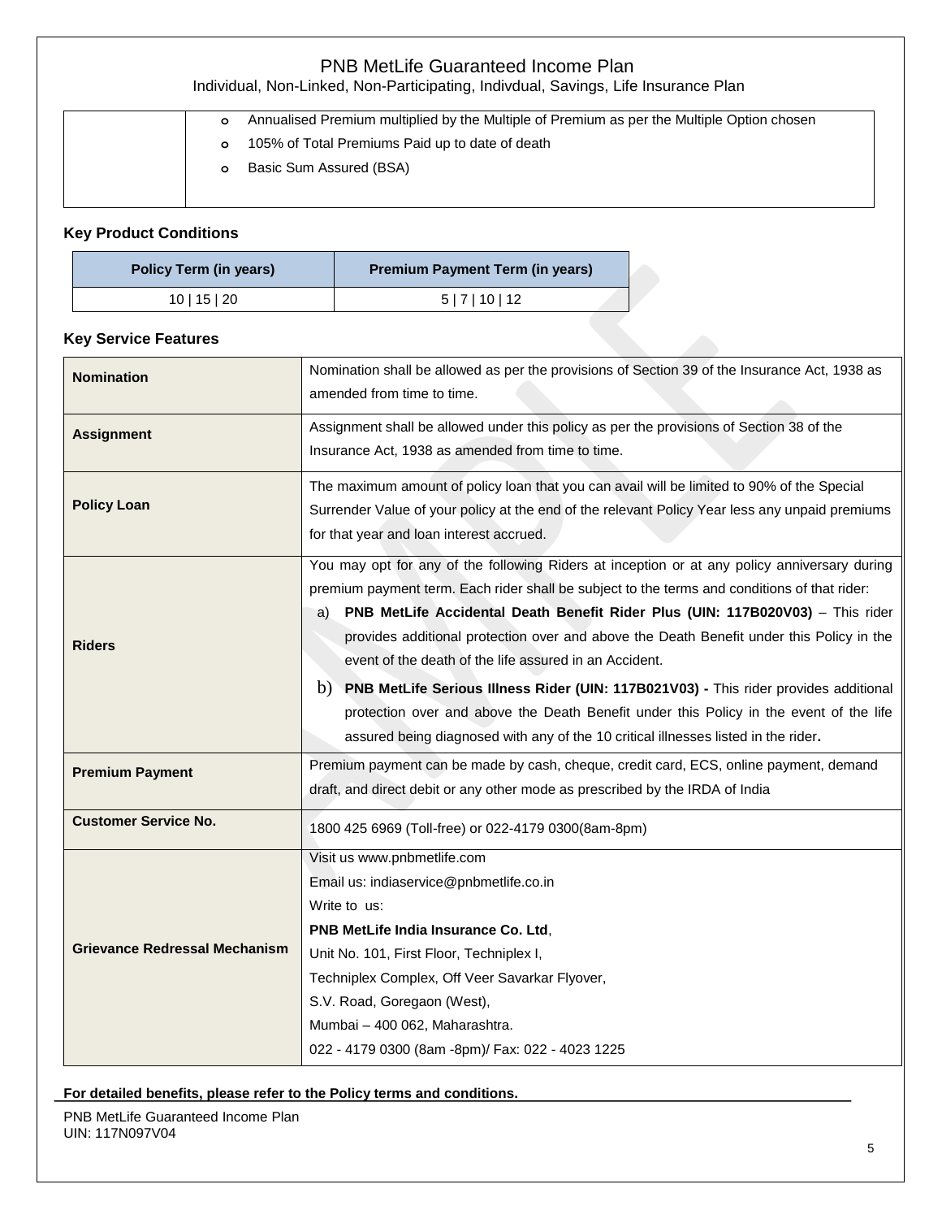| | <ul><li>Annualised Premium multiplied by the Multiple of Premium as per the Multiple Option chosen</li><li>105% of Total Premiums Paid up to date of death</li><li>Basic Sum Assured (BSA)</li></ul> |
|---|---|

### Key Product Conditions

| Policy Term (in years) | Premium Payment Term (in years) |
|---|---|
| 10 \| 15 \| 20 | 5 \| 7 \| 10 \| 12 |

### Key Service Features

| | |
|---|---|
| **Nomination** | Nomination shall be allowed as per the provisions of Section 39 of the Insurance Act, 1938 as amended from time to time. |
| **Assignment** | Assignment shall be allowed under this policy as per the provisions of Section 38 of the Insurance Act, 1938 as amended from time to time. |
| **Policy Loan** | The maximum amount of policy loan that you can avail will be limited to 90% of the Special Surrender Value of your policy at the end of the relevant Policy Year less any unpaid premiums for that year and loan interest accrued. |
| **Riders** | You may opt for any of the following Riders at inception or at any policy anniversary during premium payment term. Each rider shall be subject to the terms and conditions of that rider:<br>a) **PNB MetLife Accidental Death Benefit Rider Plus (UIN: 117B020V03)** – This rider provides additional protection over and above the Death Benefit under this Policy in the event of the death of the life assured in an Accident.<br>b) **PNB MetLife Serious Illness Rider (UIN: 117B021V03) -** This rider provides additional protection over and above the Death Benefit under this Policy in the event of the life assured being diagnosed with any of the 10 critical illnesses listed in the rider**.** |
| **Premium Payment** | Premium payment can be made by cash, cheque, credit card, ECS, online payment, demand draft, and direct debit or any other mode as prescribed by the IRDA of India |
| **Customer Service No.** | 1800 425 6969 (Toll-free) or 022-4179 0300(8am-8pm) |
| **Grievance Redressal Mechanism** | Visit us www.pnbmetlife.com<br>Email us: indiaservice@pnbmetlife.co.in<br>Write to us:<br>**PNB MetLife India Insurance Co. Ltd**,<br>Unit No. 101, First Floor, Techniplex I,<br>Techniplex Complex, Off Veer Savarkar Flyover,<br>S.V. Road, Goregaon (West),<br>Mumbai – 400 062, Maharashtra.<br>022 - 4179 0300 (8am -8pm)/ Fax: 022 - 4023 1225 |

**For detailed benefits, please refer to the Policy terms and conditions.**

PNB MetLife Guaranteed Income Plan
UIN: 117N097V04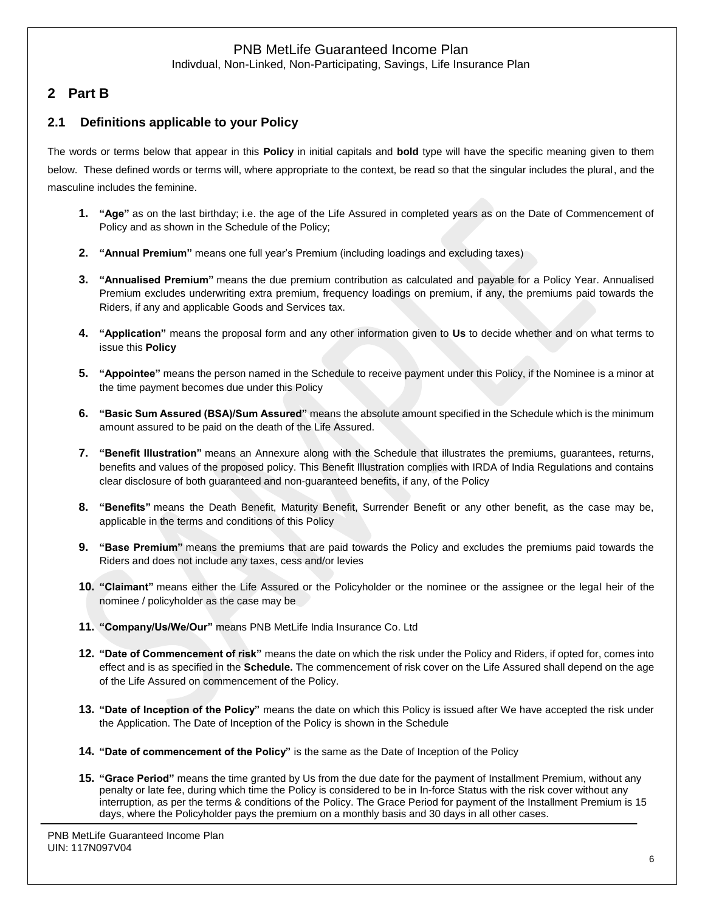## 2 Part B

### 2.1 Definitions applicable to your Policy

The words or terms below that appear in this **Policy** in initial capitals and **bold** type will have the specific meaning given to them below. These defined words or terms will, where appropriate to the context, be read so that the singular includes the plural, and the masculine includes the feminine.

1. **"Age"** as on the last birthday; i.e. the age of the Life Assured in completed years as on the Date of Commencement of Policy and as shown in the Schedule of the Policy;
2. **"Annual Premium"** means one full year's Premium (including loadings and excluding taxes)
3. **"Annualised Premium"** means the due premium contribution as calculated and payable for a Policy Year. Annualised Premium excludes underwriting extra premium, frequency loadings on premium, if any, the premiums paid towards the Riders, if any and applicable Goods and Services tax.
4. **"Application"** means the proposal form and any other information given to **Us** to decide whether and on what terms to issue this **Policy**
5. **"Appointee"** means the person named in the Schedule to receive payment under this Policy, if the Nominee is a minor at the time payment becomes due under this Policy
6. **"Basic Sum Assured (BSA)/Sum Assured"** means the absolute amount specified in the Schedule which is the minimum amount assured to be paid on the death of the Life Assured.
7. **"Benefit Illustration"** means an Annexure along with the Schedule that illustrates the premiums, guarantees, returns, benefits and values of the proposed policy. This Benefit Illustration complies with IRDA of India Regulations and contains clear disclosure of both guaranteed and non-guaranteed benefits, if any, of the Policy
8. **"Benefits"** means the Death Benefit, Maturity Benefit, Surrender Benefit or any other benefit, as the case may be, applicable in the terms and conditions of this Policy
9. **"Base Premium"** means the premiums that are paid towards the Policy and excludes the premiums paid towards the Riders and does not include any taxes, cess and/or levies
10. **"Claimant"** means either the Life Assured or the Policyholder or the nominee or the assignee or the legal heir of the nominee / policyholder as the case may be
11. **"Company/Us/We/Our"** means PNB MetLife India Insurance Co. Ltd
12. **"Date of Commencement of risk"** means the date on which the risk under the Policy and Riders, if opted for, comes into effect and is as specified in the **Schedule.** The commencement of risk cover on the Life Assured shall depend on the age of the Life Assured on commencement of the Policy.
13. **"Date of Inception of the Policy"** means the date on which this Policy is issued after We have accepted the risk under the Application. The Date of Inception of the Policy is shown in the Schedule
14. **"Date of commencement of the Policy"** is the same as the Date of Inception of the Policy
15. **"Grace Period"** means the time granted by Us from the due date for the payment of Installment Premium, without any penalty or late fee, during which time the Policy is considered to be in In-force Status with the risk cover without any interruption, as per the terms & conditions of the Policy. The Grace Period for payment of the Installment Premium is 15 days, where the Policyholder pays the premium on a monthly basis and 30 days in all other cases.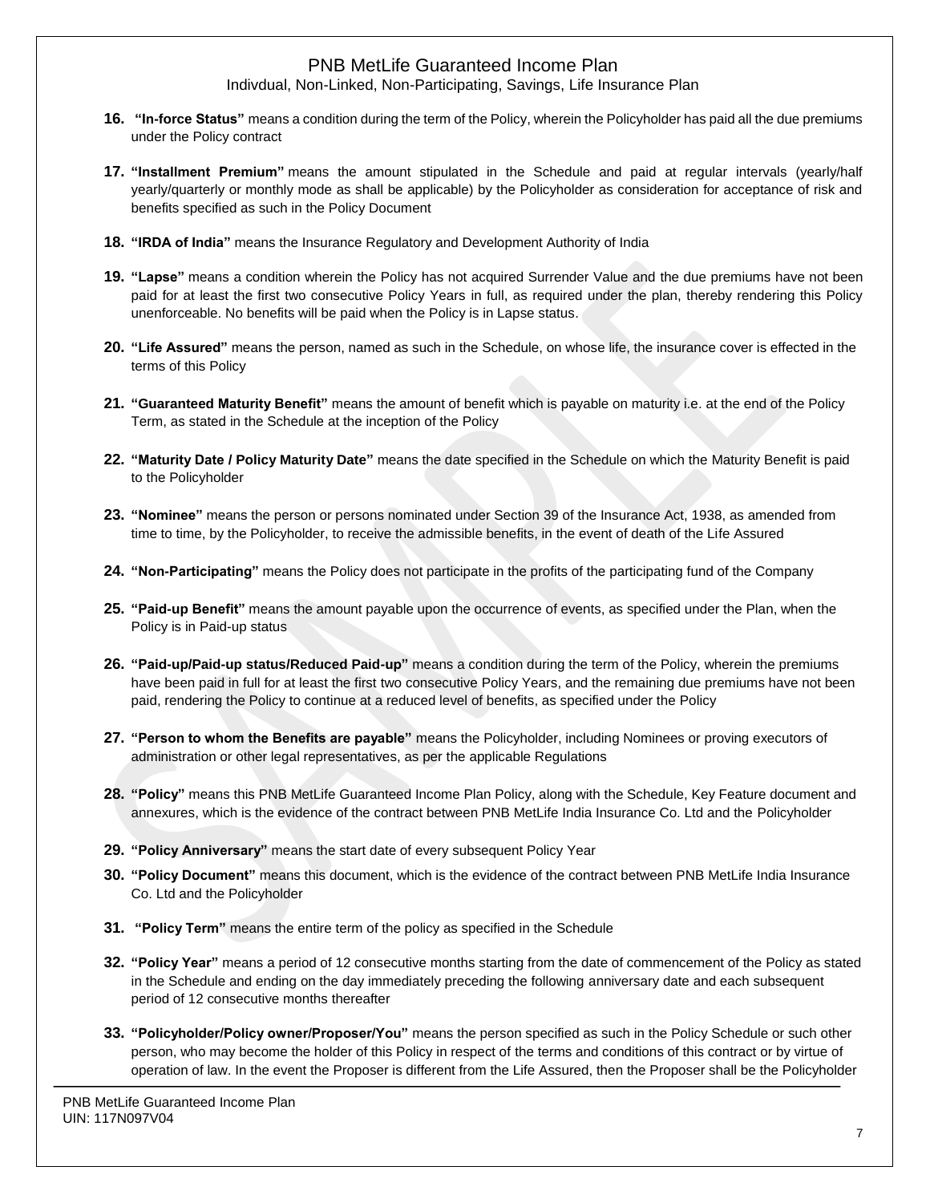16. **"In-force Status"** means a condition during the term of the Policy, wherein the Policyholder has paid all the due premiums under the Policy contract

17. **"Installment Premium"** means the amount stipulated in the Schedule and paid at regular intervals (yearly/half yearly/quarterly or monthly mode as shall be applicable) by the Policyholder as consideration for acceptance of risk and benefits specified as such in the Policy Document

18. **"IRDA of India"** means the Insurance Regulatory and Development Authority of India

19. **"Lapse"** means a condition wherein the Policy has not acquired Surrender Value and the due premiums have not been paid for at least the first two consecutive Policy Years in full, as required under the plan, thereby rendering this Policy unenforceable. No benefits will be paid when the Policy is in Lapse status.

20. **"Life Assured"** means the person, named as such in the Schedule, on whose life, the insurance cover is effected in the terms of this Policy

21. **"Guaranteed Maturity Benefit"** means the amount of benefit which is payable on maturity i.e. at the end of the Policy Term, as stated in the Schedule at the inception of the Policy

22. **"Maturity Date / Policy Maturity Date"** means the date specified in the Schedule on which the Maturity Benefit is paid to the Policyholder

23. **"Nominee"** means the person or persons nominated under Section 39 of the Insurance Act, 1938, as amended from time to time, by the Policyholder, to receive the admissible benefits, in the event of death of the Life Assured

24. **"Non-Participating"** means the Policy does not participate in the profits of the participating fund of the Company

25. **"Paid-up Benefit"** means the amount payable upon the occurrence of events, as specified under the Plan, when the Policy is in Paid-up status

26. **"Paid-up/Paid-up status/Reduced Paid-up"** means a condition during the term of the Policy, wherein the premiums have been paid in full for at least the first two consecutive Policy Years, and the remaining due premiums have not been paid, rendering the Policy to continue at a reduced level of benefits, as specified under the Policy

27. **"Person to whom the Benefits are payable"** means the Policyholder, including Nominees or proving executors of administration or other legal representatives, as per the applicable Regulations

28. **"Policy"** means this PNB MetLife Guaranteed Income Plan Policy, along with the Schedule, Key Feature document and annexures, which is the evidence of the contract between PNB MetLife India Insurance Co. Ltd and the Policyholder

29. **"Policy Anniversary"** means the start date of every subsequent Policy Year

30. **"Policy Document"** means this document, which is the evidence of the contract between PNB MetLife India Insurance Co. Ltd and the Policyholder

31. **"Policy Term"** means the entire term of the policy as specified in the Schedule

32. **"Policy Year"** means a period of 12 consecutive months starting from the date of commencement of the Policy as stated in the Schedule and ending on the day immediately preceding the following anniversary date and each subsequent period of 12 consecutive months thereafter

33. **"Policyholder/Policy owner/Proposer/You"** means the person specified as such in the Policy Schedule or such other person, who may become the holder of this Policy in respect of the terms and conditions of this contract or by virtue of operation of law. In the event the Proposer is different from the Life Assured, then the Proposer shall be the Policyholder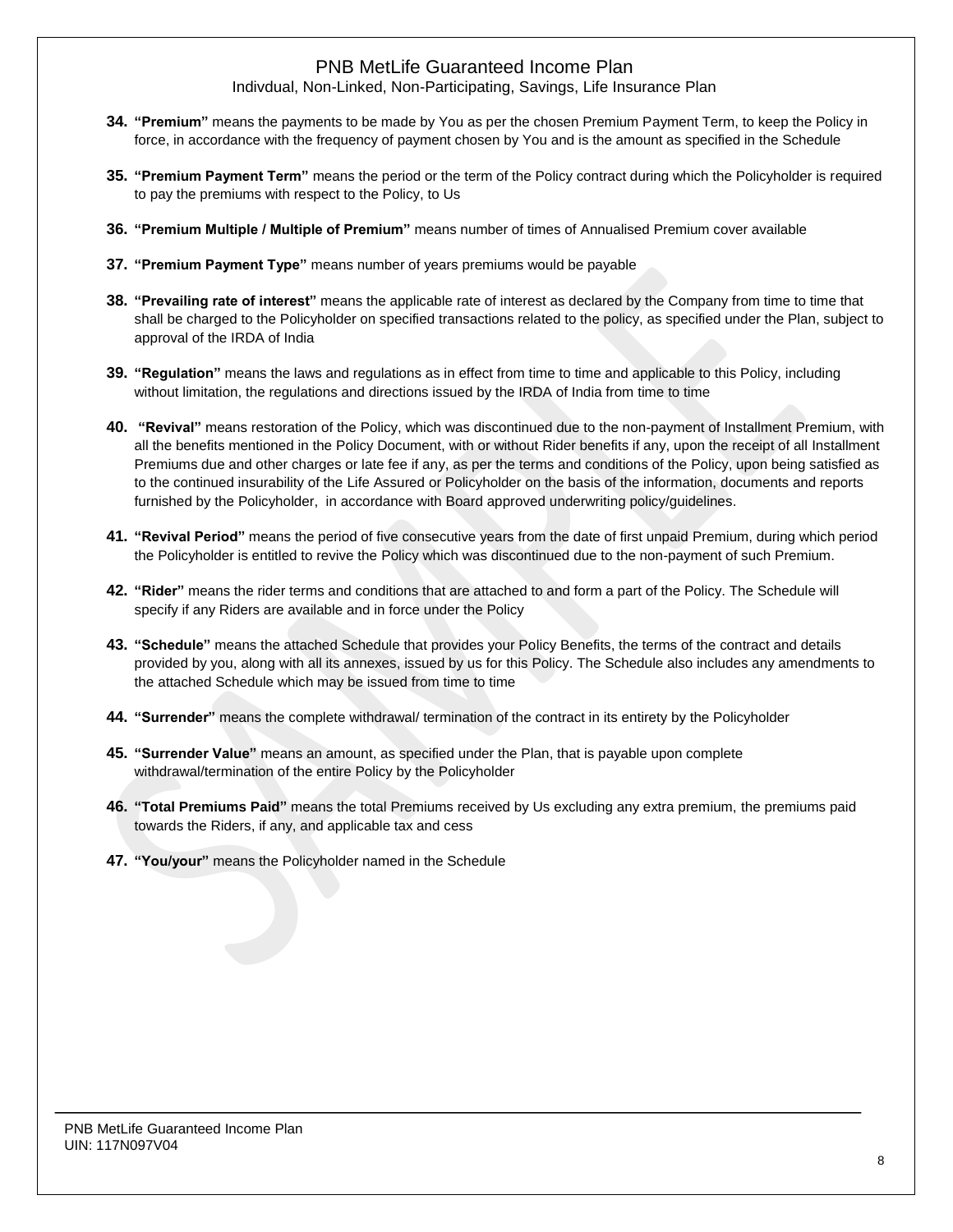34. **"Premium"** means the payments to be made by You as per the chosen Premium Payment Term, to keep the Policy in force, in accordance with the frequency of payment chosen by You and is the amount as specified in the Schedule

35. **"Premium Payment Term"** means the period or the term of the Policy contract during which the Policyholder is required to pay the premiums with respect to the Policy, to Us

36. **"Premium Multiple / Multiple of Premium"** means number of times of Annualised Premium cover available

37. **"Premium Payment Type"** means number of years premiums would be payable

38. **"Prevailing rate of interest"** means the applicable rate of interest as declared by the Company from time to time that shall be charged to the Policyholder on specified transactions related to the policy, as specified under the Plan, subject to approval of the IRDA of India

39. **"Regulation"** means the laws and regulations as in effect from time to time and applicable to this Policy, including without limitation, the regulations and directions issued by the IRDA of India from time to time

40. **"Revival"** means restoration of the Policy, which was discontinued due to the non-payment of Installment Premium, with all the benefits mentioned in the Policy Document, with or without Rider benefits if any, upon the receipt of all Installment Premiums due and other charges or late fee if any, as per the terms and conditions of the Policy, upon being satisfied as to the continued insurability of the Life Assured or Policyholder on the basis of the information, documents and reports furnished by the Policyholder, in accordance with Board approved underwriting policy/guidelines.

41. **"Revival Period"** means the period of five consecutive years from the date of first unpaid Premium, during which period the Policyholder is entitled to revive the Policy which was discontinued due to the non-payment of such Premium.

42. **"Rider"** means the rider terms and conditions that are attached to and form a part of the Policy. The Schedule will specify if any Riders are available and in force under the Policy

43. **"Schedule"** means the attached Schedule that provides your Policy Benefits, the terms of the contract and details provided by you, along with all its annexes, issued by us for this Policy. The Schedule also includes any amendments to the attached Schedule which may be issued from time to time

44. **"Surrender"** means the complete withdrawal/ termination of the contract in its entirety by the Policyholder

45. **"Surrender Value"** means an amount, as specified under the Plan, that is payable upon complete withdrawal/termination of the entire Policy by the Policyholder

46. **"Total Premiums Paid"** means the total Premiums received by Us excluding any extra premium, the premiums paid towards the Riders, if any, and applicable tax and cess

47. **"You/your"** means the Policyholder named in the Schedule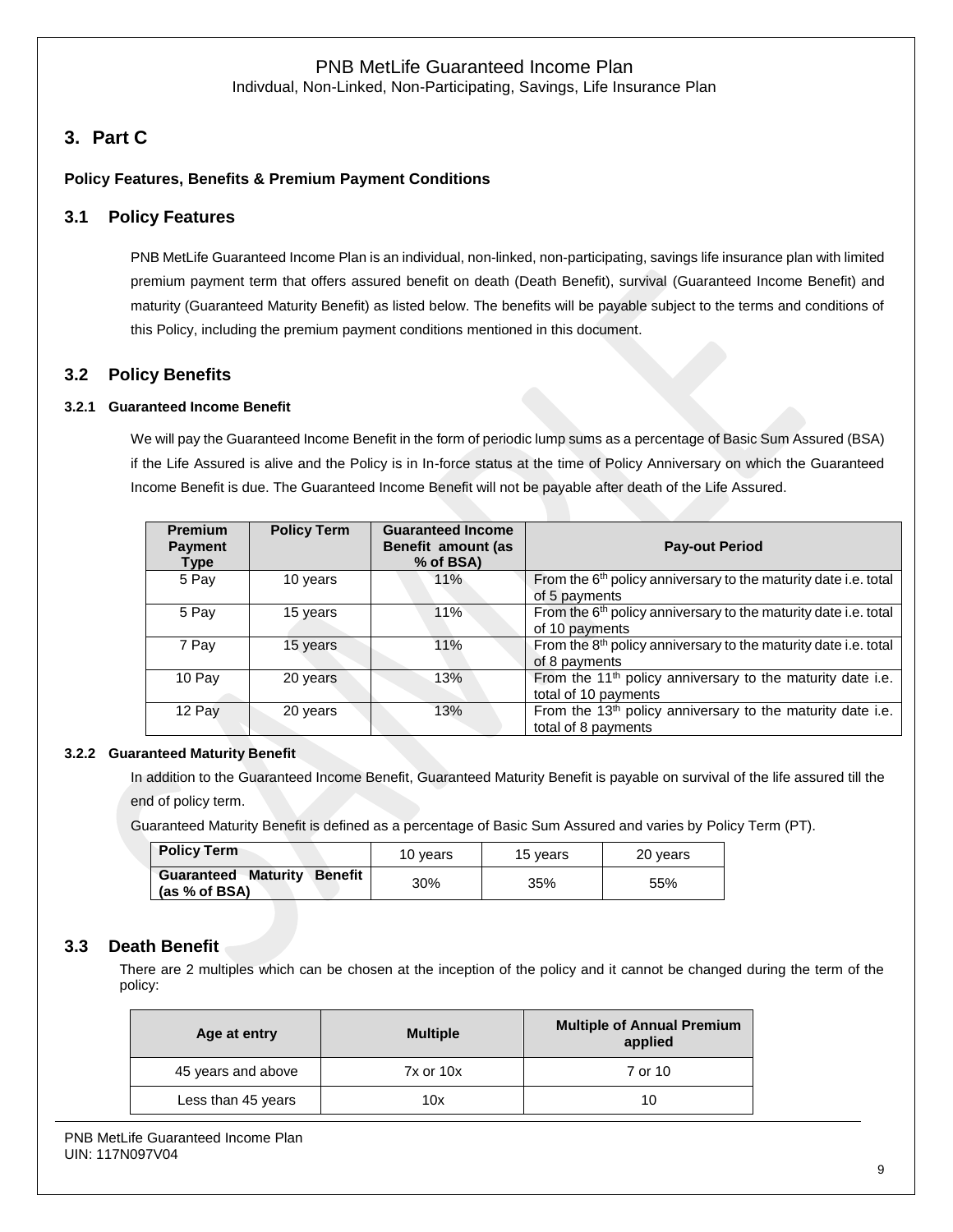# 3. Part C

**Policy Features, Benefits & Premium Payment Conditions**

## 3.1 Policy Features

PNB MetLife Guaranteed Income Plan is an individual, non-linked, non-participating, savings life insurance plan with limited premium payment term that offers assured benefit on death (Death Benefit), survival (Guaranteed Income Benefit) and maturity (Guaranteed Maturity Benefit) as listed below. The benefits will be payable subject to the terms and conditions of this Policy, including the premium payment conditions mentioned in this document.

## 3.2 Policy Benefits

### 3.2.1 Guaranteed Income Benefit

We will pay the Guaranteed Income Benefit in the form of periodic lump sums as a percentage of Basic Sum Assured (BSA) if the Life Assured is alive and the Policy is in In-force status at the time of Policy Anniversary on which the Guaranteed Income Benefit is due. The Guaranteed Income Benefit will not be payable after death of the Life Assured.

| Premium Payment Type | Policy Term | Guaranteed Income Benefit amount (as % of BSA) | Pay-out Period |
|---|---|---|---|
| 5 Pay | 10 years | 11% | From the 6th policy anniversary to the maturity date i.e. total of 5 payments |
| 5 Pay | 15 years | 11% | From the 6th policy anniversary to the maturity date i.e. total of 10 payments |
| 7 Pay | 15 years | 11% | From the 8th policy anniversary to the maturity date i.e. total of 8 payments |
| 10 Pay | 20 years | 13% | From the 11th policy anniversary to the maturity date i.e. total of 10 payments |
| 12 Pay | 20 years | 13% | From the 13th policy anniversary to the maturity date i.e. total of 8 payments |

### 3.2.2 Guaranteed Maturity Benefit

In addition to the Guaranteed Income Benefit, Guaranteed Maturity Benefit is payable on survival of the life assured till the end of policy term.

Guaranteed Maturity Benefit is defined as a percentage of Basic Sum Assured and varies by Policy Term (PT).

| Policy Term | 10 years | 15 years | 20 years |
|---|---|---|---|
| Guaranteed Maturity Benefit (as % of BSA) | 30% | 35% | 55% |

## 3.3 Death Benefit

There are 2 multiples which can be chosen at the inception of the policy and it cannot be changed during the term of the policy:

| Age at entry | Multiple | Multiple of Annual Premium applied |
|---|---|---|
| 45 years and above | 7x or 10x | 7 or 10 |
| Less than 45 years | 10x | 10 |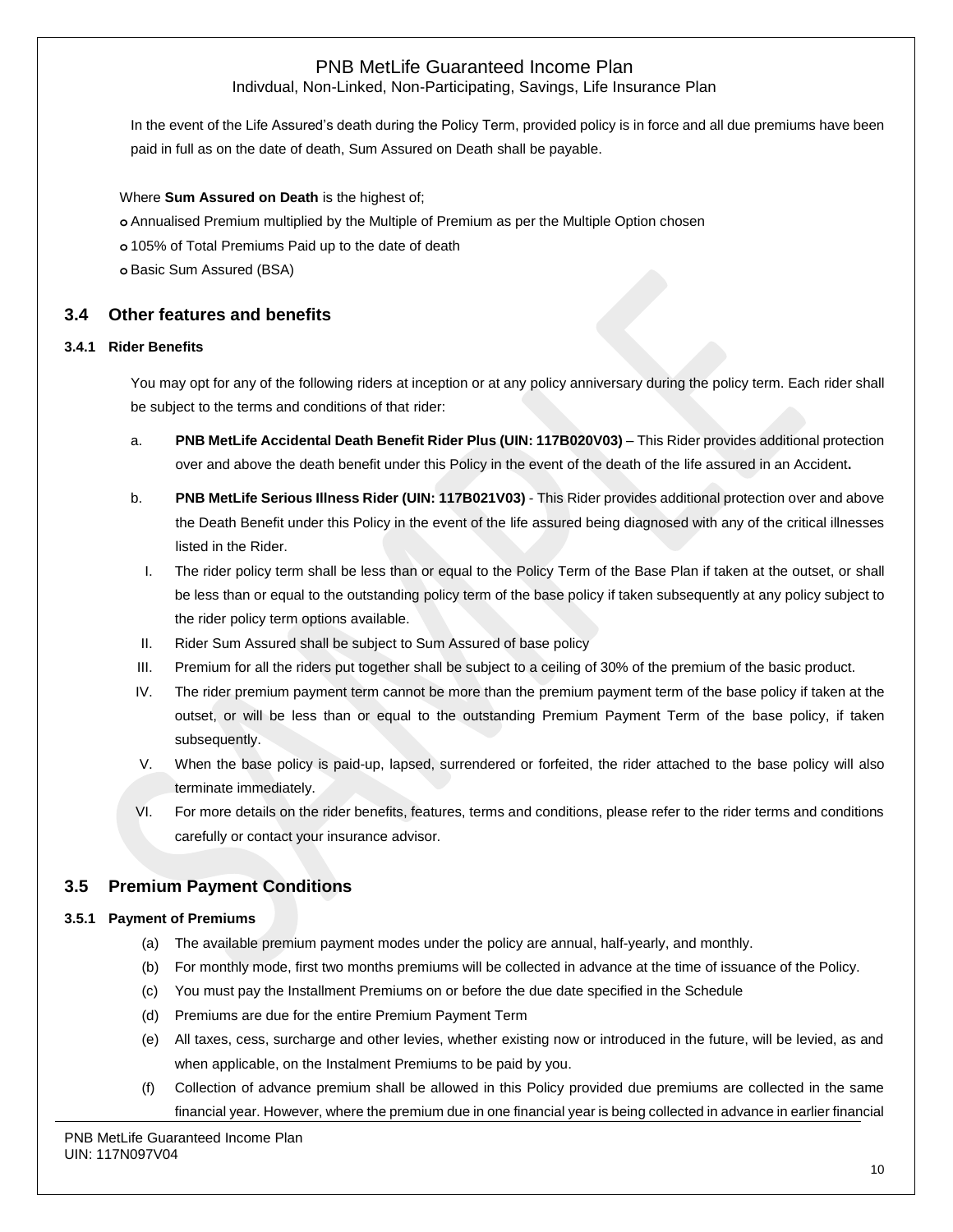In the event of the Life Assured's death during the Policy Term, provided policy is in force and all due premiums have been paid in full as on the date of death, Sum Assured on Death shall be payable.

Where **Sum Assured on Death** is the highest of;

- Annualised Premium multiplied by the Multiple of Premium as per the Multiple Option chosen
- 105% of Total Premiums Paid up to the date of death
- Basic Sum Assured (BSA)

## 3.4 Other features and benefits

### 3.4.1 Rider Benefits

You may opt for any of the following riders at inception or at any policy anniversary during the policy term. Each rider shall be subject to the terms and conditions of that rider:

a. **PNB MetLife Accidental Death Benefit Rider Plus (UIN: 117B020V03)** – This Rider provides additional protection over and above the death benefit under this Policy in the event of the death of the life assured in an Accident**.**

b. **PNB MetLife Serious Illness Rider (UIN: 117B021V03)** - This Rider provides additional protection over and above the Death Benefit under this Policy in the event of the life assured being diagnosed with any of the critical illnesses listed in the Rider.

I. The rider policy term shall be less than or equal to the Policy Term of the Base Plan if taken at the outset, or shall be less than or equal to the outstanding policy term of the base policy if taken subsequently at any policy subject to the rider policy term options available.

II. Rider Sum Assured shall be subject to Sum Assured of base policy

III. Premium for all the riders put together shall be subject to a ceiling of 30% of the premium of the basic product.

IV. The rider premium payment term cannot be more than the premium payment term of the base policy if taken at the outset, or will be less than or equal to the outstanding Premium Payment Term of the base policy, if taken subsequently.

V. When the base policy is paid-up, lapsed, surrendered or forfeited, the rider attached to the base policy will also terminate immediately.

VI. For more details on the rider benefits, features, terms and conditions, please refer to the rider terms and conditions carefully or contact your insurance advisor.

## 3.5 Premium Payment Conditions

### 3.5.1 Payment of Premiums

(a) The available premium payment modes under the policy are annual, half-yearly, and monthly.

(b) For monthly mode, first two months premiums will be collected in advance at the time of issuance of the Policy.

(c) You must pay the Installment Premiums on or before the due date specified in the Schedule

(d) Premiums are due for the entire Premium Payment Term

(e) All taxes, cess, surcharge and other levies, whether existing now or introduced in the future, will be levied, as and when applicable, on the Instalment Premiums to be paid by you.

(f) Collection of advance premium shall be allowed in this Policy provided due premiums are collected in the same financial year. However, where the premium due in one financial year is being collected in advance in earlier financial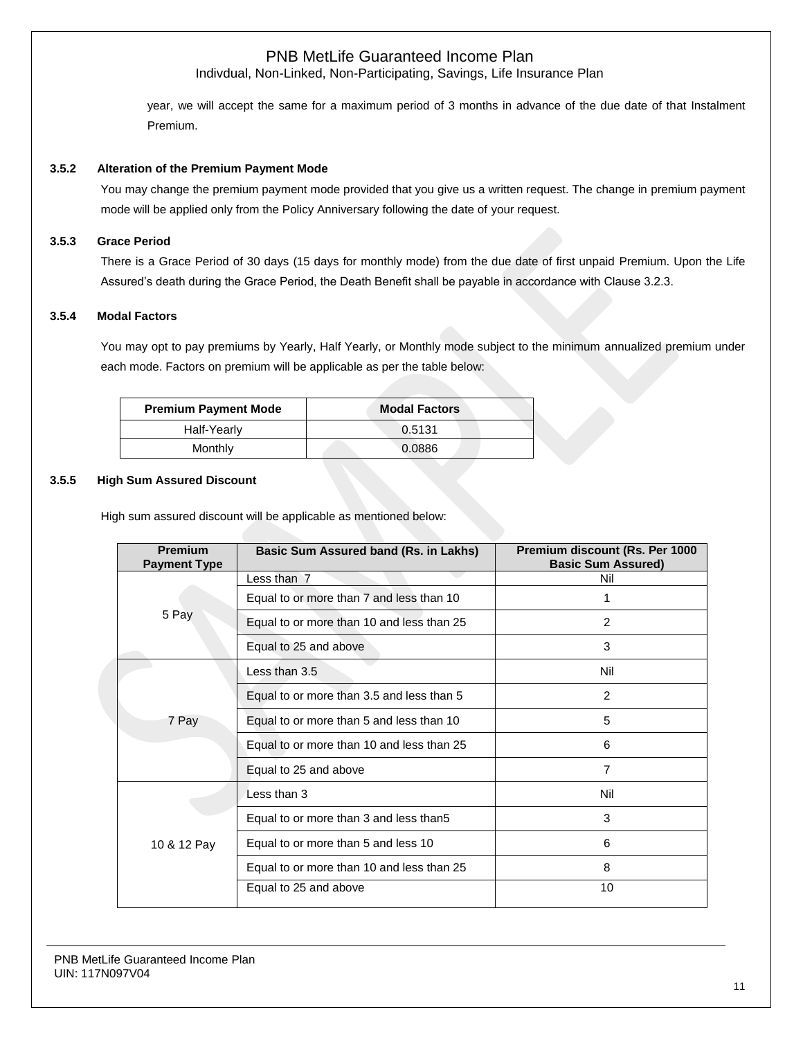year, we will accept the same for a maximum period of 3 months in advance of the due date of that Instalment Premium.

### 3.5.2 Alteration of the Premium Payment Mode

You may change the premium payment mode provided that you give us a written request. The change in premium payment mode will be applied only from the Policy Anniversary following the date of your request.

### 3.5.3 Grace Period

There is a Grace Period of 30 days (15 days for monthly mode) from the due date of first unpaid Premium. Upon the Life Assured's death during the Grace Period, the Death Benefit shall be payable in accordance with Clause 3.2.3.

### 3.5.4 Modal Factors

You may opt to pay premiums by Yearly, Half Yearly, or Monthly mode subject to the minimum annualized premium under each mode. Factors on premium will be applicable as per the table below:

| Premium Payment Mode | Modal Factors |
|---|---|
| Half-Yearly | 0.5131 |
| Monthly | 0.0886 |

### 3.5.5 High Sum Assured Discount

High sum assured discount will be applicable as mentioned below:

| Premium Payment Type | Basic Sum Assured band (Rs. in Lakhs) | Premium discount (Rs. Per 1000 Basic Sum Assured) |
|---|---|---|
| 5 Pay | Less than 7 | Nil |
| | Equal to or more than 7 and less than 10 | 1 |
| | Equal to or more than 10 and less than 25 | 2 |
| | Equal to 25 and above | 3 |
| 7 Pay | Less than 3.5 | Nil |
| | Equal to or more than 3.5 and less than 5 | 2 |
| | Equal to or more than 5 and less than 10 | 5 |
| | Equal to or more than 10 and less than 25 | 6 |
| | Equal to 25 and above | 7 |
| 10 & 12 Pay | Less than 3 | Nil |
| | Equal to or more than 3 and less than5 | 3 |
| | Equal to or more than 5 and less 10 | 6 |
| | Equal to or more than 10 and less than 25 | 8 |
| | Equal to 25 and above | 10 |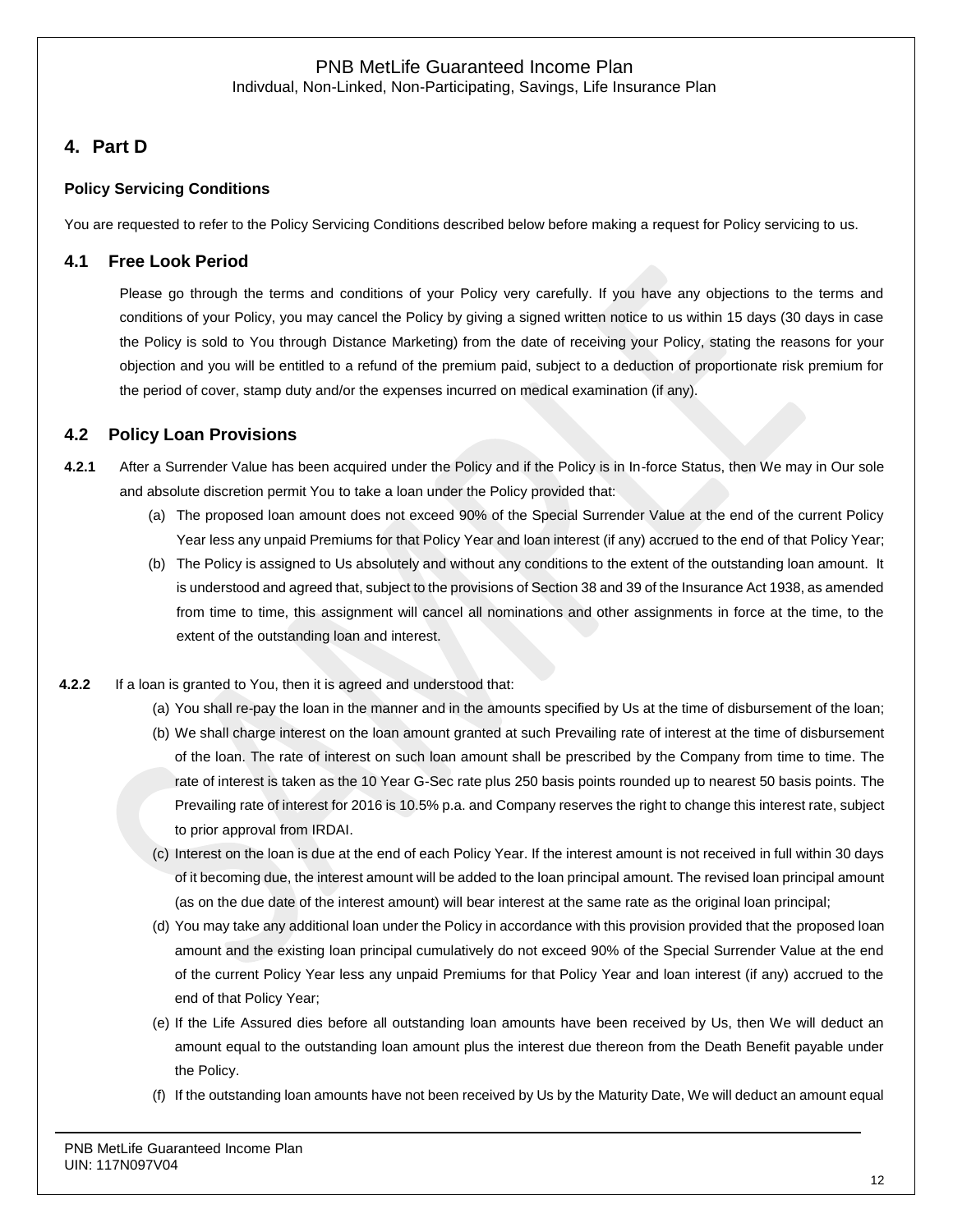## 4. Part D

### Policy Servicing Conditions

You are requested to refer to the Policy Servicing Conditions described below before making a request for Policy servicing to us.

### 4.1 Free Look Period

Please go through the terms and conditions of your Policy very carefully. If you have any objections to the terms and conditions of your Policy, you may cancel the Policy by giving a signed written notice to us within 15 days (30 days in case the Policy is sold to You through Distance Marketing) from the date of receiving your Policy, stating the reasons for your objection and you will be entitled to a refund of the premium paid, subject to a deduction of proportionate risk premium for the period of cover, stamp duty and/or the expenses incurred on medical examination (if any).

### 4.2 Policy Loan Provisions

**4.2.1** After a Surrender Value has been acquired under the Policy and if the Policy is in In-force Status, then We may in Our sole and absolute discretion permit You to take a loan under the Policy provided that:

(a) The proposed loan amount does not exceed 90% of the Special Surrender Value at the end of the current Policy Year less any unpaid Premiums for that Policy Year and loan interest (if any) accrued to the end of that Policy Year;

(b) The Policy is assigned to Us absolutely and without any conditions to the extent of the outstanding loan amount. It is understood and agreed that, subject to the provisions of Section 38 and 39 of the Insurance Act 1938, as amended from time to time, this assignment will cancel all nominations and other assignments in force at the time, to the extent of the outstanding loan and interest.

**4.2.2** If a loan is granted to You, then it is agreed and understood that:

(a) You shall re-pay the loan in the manner and in the amounts specified by Us at the time of disbursement of the loan;

(b) We shall charge interest on the loan amount granted at such Prevailing rate of interest at the time of disbursement of the loan. The rate of interest on such loan amount shall be prescribed by the Company from time to time. The rate of interest is taken as the 10 Year G-Sec rate plus 250 basis points rounded up to nearest 50 basis points. The Prevailing rate of interest for 2016 is 10.5% p.a. and Company reserves the right to change this interest rate, subject to prior approval from IRDAI.

(c) Interest on the loan is due at the end of each Policy Year. If the interest amount is not received in full within 30 days of it becoming due, the interest amount will be added to the loan principal amount. The revised loan principal amount (as on the due date of the interest amount) will bear interest at the same rate as the original loan principal;

(d) You may take any additional loan under the Policy in accordance with this provision provided that the proposed loan amount and the existing loan principal cumulatively do not exceed 90% of the Special Surrender Value at the end of the current Policy Year less any unpaid Premiums for that Policy Year and loan interest (if any) accrued to the end of that Policy Year;

(e) If the Life Assured dies before all outstanding loan amounts have been received by Us, then We will deduct an amount equal to the outstanding loan amount plus the interest due thereon from the Death Benefit payable under the Policy.

(f) If the outstanding loan amounts have not been received by Us by the Maturity Date, We will deduct an amount equal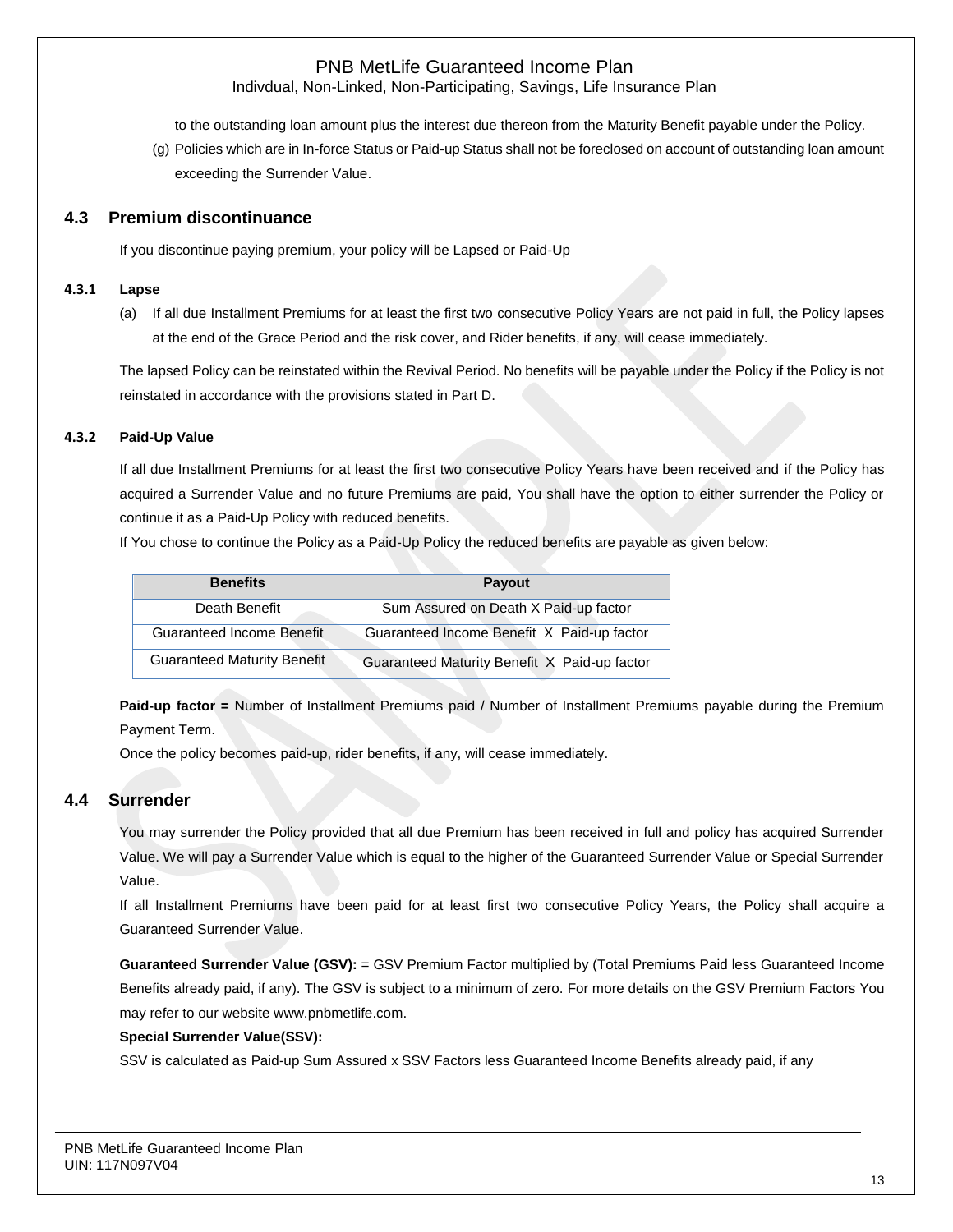to the outstanding loan amount plus the interest due thereon from the Maturity Benefit payable under the Policy.

(g) Policies which are in In-force Status or Paid-up Status shall not be foreclosed on account of outstanding loan amount exceeding the Surrender Value.

## 4.3 Premium discontinuance

If you discontinue paying premium, your policy will be Lapsed or Paid-Up

### 4.3.1 Lapse

(a) If all due Installment Premiums for at least the first two consecutive Policy Years are not paid in full, the Policy lapses at the end of the Grace Period and the risk cover, and Rider benefits, if any, will cease immediately.

The lapsed Policy can be reinstated within the Revival Period. No benefits will be payable under the Policy if the Policy is not reinstated in accordance with the provisions stated in Part D.

### 4.3.2 Paid-Up Value

If all due Installment Premiums for at least the first two consecutive Policy Years have been received and if the Policy has acquired a Surrender Value and no future Premiums are paid, You shall have the option to either surrender the Policy or continue it as a Paid-Up Policy with reduced benefits.

If You chose to continue the Policy as a Paid-Up Policy the reduced benefits are payable as given below:

| Benefits | Payout |
|---|---|
| Death Benefit | Sum Assured on Death X Paid-up factor |
| Guaranteed Income Benefit | Guaranteed Income Benefit X Paid-up factor |
| Guaranteed Maturity Benefit | Guaranteed Maturity Benefit X Paid-up factor |

**Paid-up factor =** Number of Installment Premiums paid / Number of Installment Premiums payable during the Premium Payment Term.

Once the policy becomes paid-up, rider benefits, if any, will cease immediately.

## 4.4 Surrender

You may surrender the Policy provided that all due Premium has been received in full and policy has acquired Surrender Value. We will pay a Surrender Value which is equal to the higher of the Guaranteed Surrender Value or Special Surrender Value.

If all Installment Premiums have been paid for at least first two consecutive Policy Years, the Policy shall acquire a Guaranteed Surrender Value.

**Guaranteed Surrender Value (GSV):** = GSV Premium Factor multiplied by (Total Premiums Paid less Guaranteed Income Benefits already paid, if any). The GSV is subject to a minimum of zero. For more details on the GSV Premium Factors You may refer to our website www.pnbmetlife.com.

**Special Surrender Value(SSV):**

SSV is calculated as Paid-up Sum Assured x SSV Factors less Guaranteed Income Benefits already paid, if any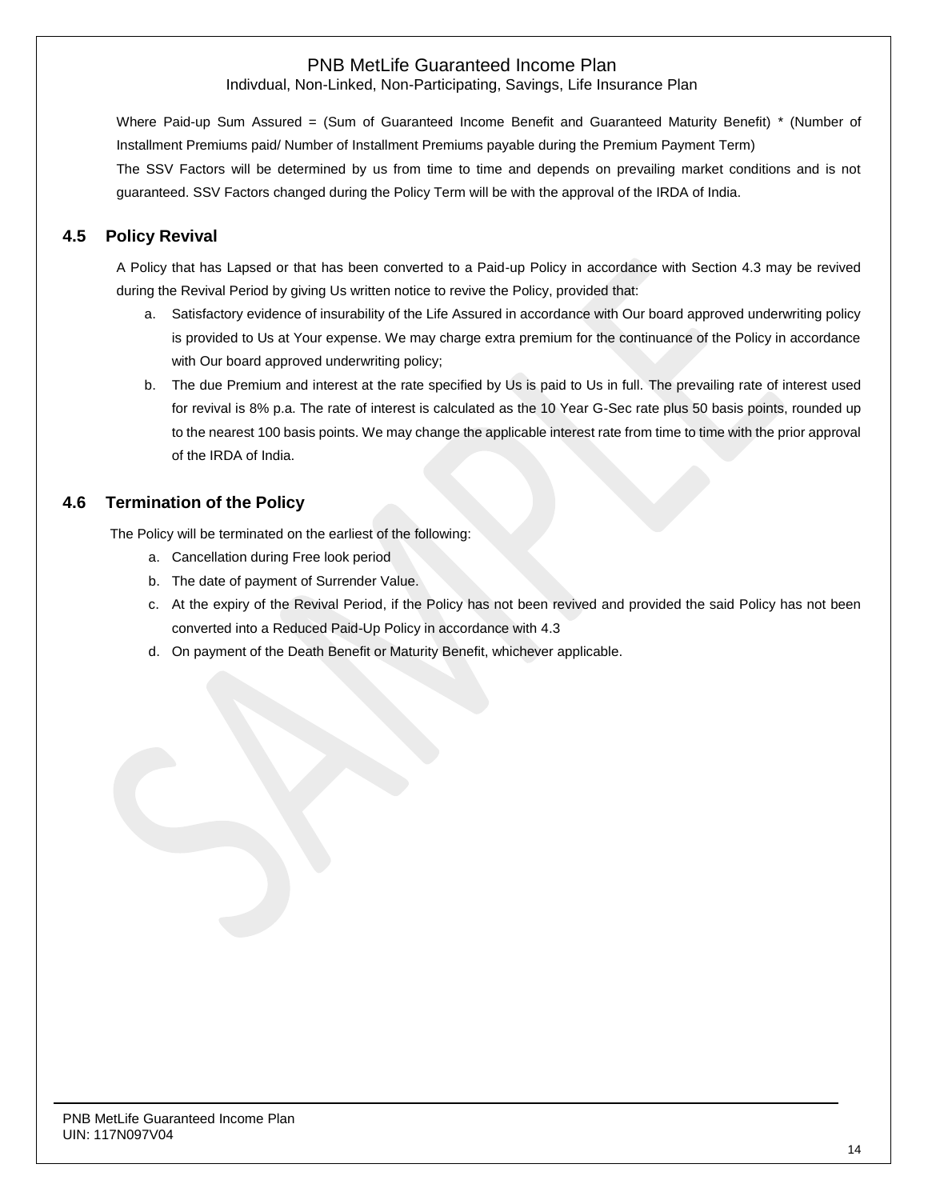Where Paid-up Sum Assured = (Sum of Guaranteed Income Benefit and Guaranteed Maturity Benefit) * (Number of Installment Premiums paid/ Number of Installment Premiums payable during the Premium Payment Term)

The SSV Factors will be determined by us from time to time and depends on prevailing market conditions and is not guaranteed. SSV Factors changed during the Policy Term will be with the approval of the IRDA of India.

## 4.5 Policy Revival

A Policy that has Lapsed or that has been converted to a Paid-up Policy in accordance with Section 4.3 may be revived during the Revival Period by giving Us written notice to revive the Policy, provided that:

a. Satisfactory evidence of insurability of the Life Assured in accordance with Our board approved underwriting policy is provided to Us at Your expense. We may charge extra premium for the continuance of the Policy in accordance with Our board approved underwriting policy;

b. The due Premium and interest at the rate specified by Us is paid to Us in full. The prevailing rate of interest used for revival is 8% p.a. The rate of interest is calculated as the 10 Year G-Sec rate plus 50 basis points, rounded up to the nearest 100 basis points. We may change the applicable interest rate from time to time with the prior approval of the IRDA of India.

## 4.6 Termination of the Policy

The Policy will be terminated on the earliest of the following:

a. Cancellation during Free look period
b. The date of payment of Surrender Value.
c. At the expiry of the Revival Period, if the Policy has not been revived and provided the said Policy has not been converted into a Reduced Paid-Up Policy in accordance with 4.3
d. On payment of the Death Benefit or Maturity Benefit, whichever applicable.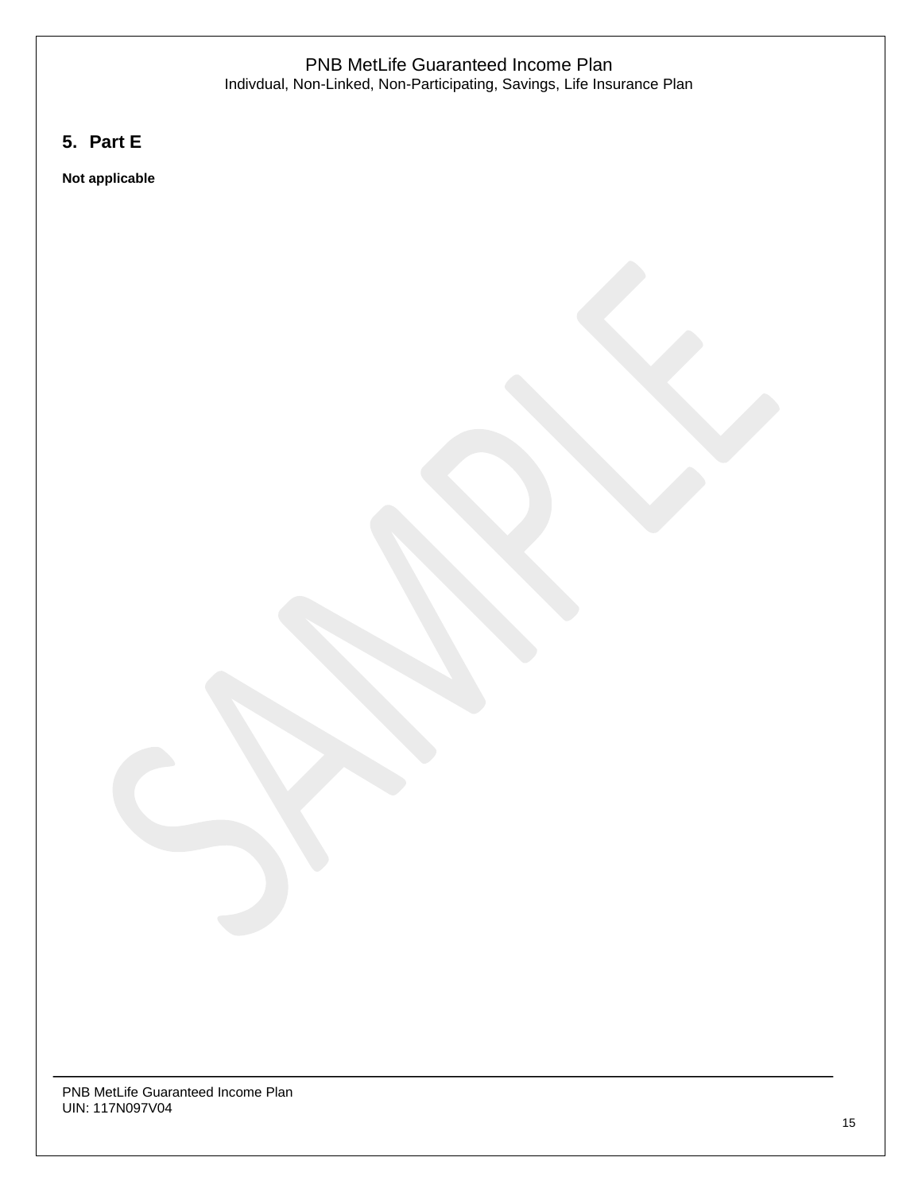## 5. Part E

**Not applicable**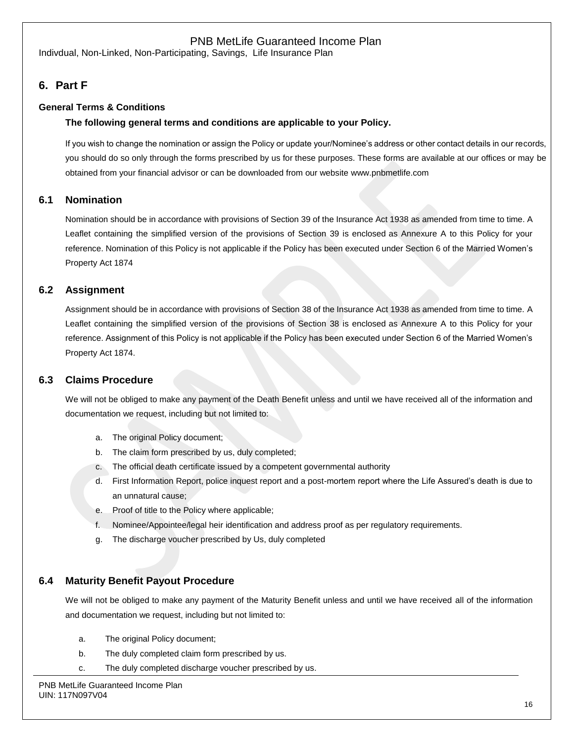## 6. Part F

### General Terms & Conditions

**The following general terms and conditions are applicable to your Policy.**

If you wish to change the nomination or assign the Policy or update your/Nominee's address or other contact details in our records, you should do so only through the forms prescribed by us for these purposes. These forms are available at our offices or may be obtained from your financial advisor or can be downloaded from our website www.pnbmetlife.com

### 6.1 Nomination

Nomination should be in accordance with provisions of Section 39 of the Insurance Act 1938 as amended from time to time. A Leaflet containing the simplified version of the provisions of Section 39 is enclosed as Annexure A to this Policy for your reference. Nomination of this Policy is not applicable if the Policy has been executed under Section 6 of the Married Women's Property Act 1874

### 6.2 Assignment

Assignment should be in accordance with provisions of Section 38 of the Insurance Act 1938 as amended from time to time. A Leaflet containing the simplified version of the provisions of Section 38 is enclosed as Annexure A to this Policy for your reference. Assignment of this Policy is not applicable if the Policy has been executed under Section 6 of the Married Women's Property Act 1874.

### 6.3 Claims Procedure

We will not be obliged to make any payment of the Death Benefit unless and until we have received all of the information and documentation we request, including but not limited to:

a. The original Policy document;
b. The claim form prescribed by us, duly completed;
c. The official death certificate issued by a competent governmental authority
d. First Information Report, police inquest report and a post-mortem report where the Life Assured's death is due to an unnatural cause;
e. Proof of title to the Policy where applicable;
f. Nominee/Appointee/legal heir identification and address proof as per regulatory requirements.
g. The discharge voucher prescribed by Us, duly completed

### 6.4 Maturity Benefit Payout Procedure

We will not be obliged to make any payment of the Maturity Benefit unless and until we have received all of the information and documentation we request, including but not limited to:

a. The original Policy document;
b. The duly completed claim form prescribed by us.
c. The duly completed discharge voucher prescribed by us.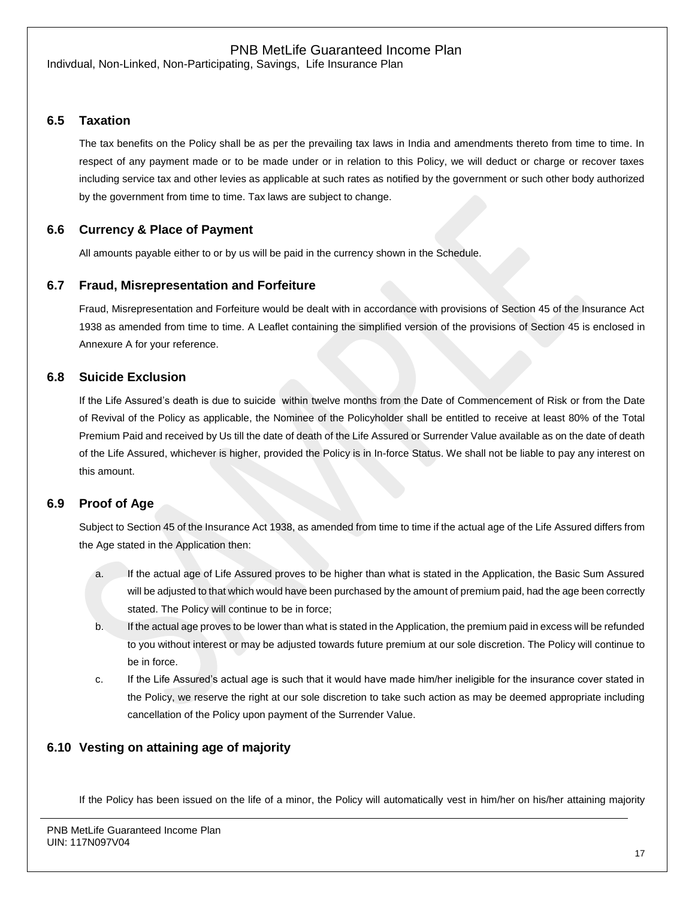### 6.5 Taxation

The tax benefits on the Policy shall be as per the prevailing tax laws in India and amendments thereto from time to time. In respect of any payment made or to be made under or in relation to this Policy, we will deduct or charge or recover taxes including service tax and other levies as applicable at such rates as notified by the government or such other body authorized by the government from time to time. Tax laws are subject to change.

### 6.6 Currency & Place of Payment

All amounts payable either to or by us will be paid in the currency shown in the Schedule.

### 6.7 Fraud, Misrepresentation and Forfeiture

Fraud, Misrepresentation and Forfeiture would be dealt with in accordance with provisions of Section 45 of the Insurance Act 1938 as amended from time to time. A Leaflet containing the simplified version of the provisions of Section 45 is enclosed in Annexure A for your reference.

### 6.8 Suicide Exclusion

If the Life Assured's death is due to suicide within twelve months from the Date of Commencement of Risk or from the Date of Revival of the Policy as applicable, the Nominee of the Policyholder shall be entitled to receive at least 80% of the Total Premium Paid and received by Us till the date of death of the Life Assured or Surrender Value available as on the date of death of the Life Assured, whichever is higher, provided the Policy is in In-force Status. We shall not be liable to pay any interest on this amount.

### 6.9 Proof of Age

Subject to Section 45 of the Insurance Act 1938, as amended from time to time if the actual age of the Life Assured differs from the Age stated in the Application then:

a. If the actual age of Life Assured proves to be higher than what is stated in the Application, the Basic Sum Assured will be adjusted to that which would have been purchased by the amount of premium paid, had the age been correctly stated. The Policy will continue to be in force;

b. If the actual age proves to be lower than what is stated in the Application, the premium paid in excess will be refunded to you without interest or may be adjusted towards future premium at our sole discretion. The Policy will continue to be in force.

c. If the Life Assured's actual age is such that it would have made him/her ineligible for the insurance cover stated in the Policy, we reserve the right at our sole discretion to take such action as may be deemed appropriate including cancellation of the Policy upon payment of the Surrender Value.

### 6.10 Vesting on attaining age of majority

If the Policy has been issued on the life of a minor, the Policy will automatically vest in him/her on his/her attaining majority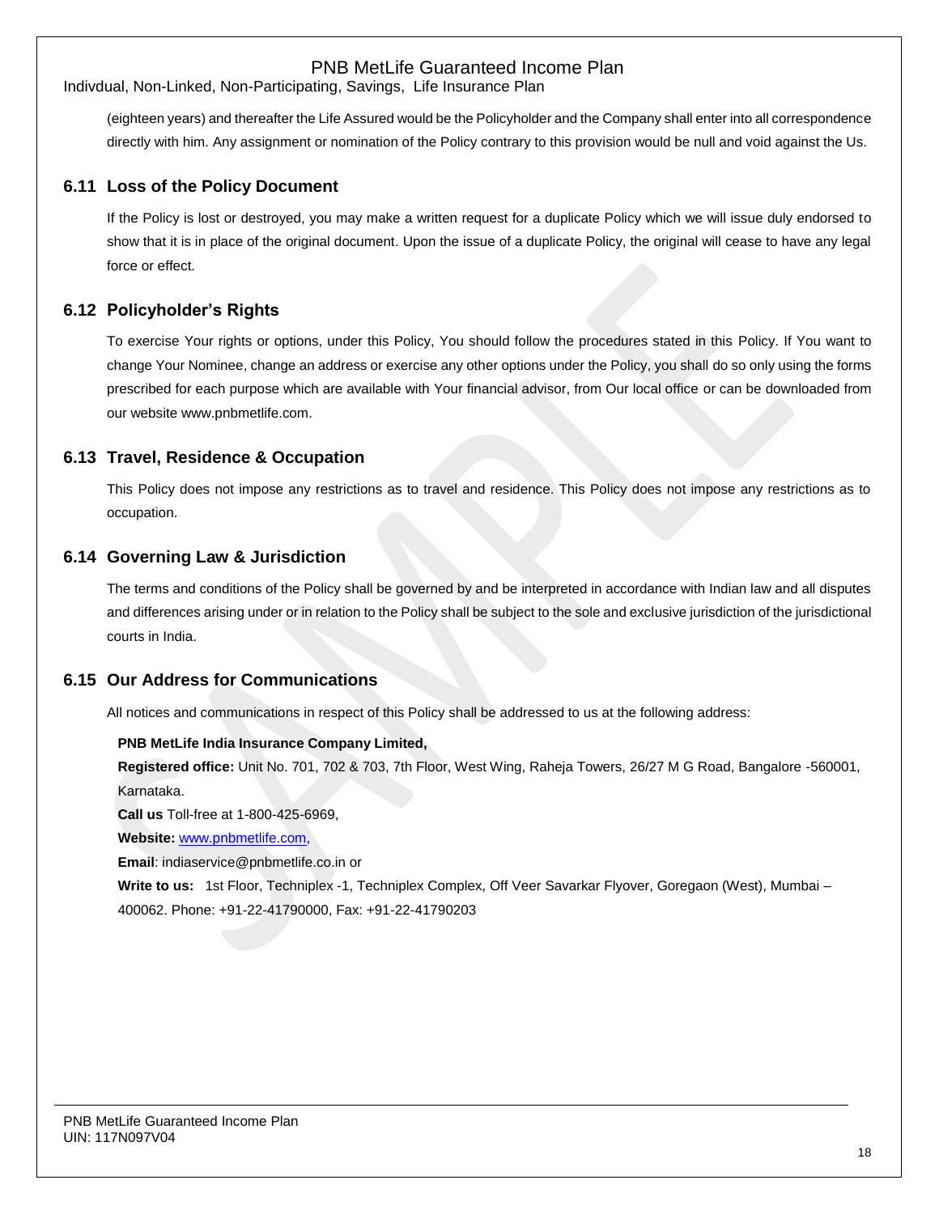(eighteen years) and thereafter the Life Assured would be the Policyholder and the Company shall enter into all correspondence directly with him. Any assignment or nomination of the Policy contrary to this provision would be null and void against the Us.

## 6.11 Loss of the Policy Document

If the Policy is lost or destroyed, you may make a written request for a duplicate Policy which we will issue duly endorsed to show that it is in place of the original document. Upon the issue of a duplicate Policy, the original will cease to have any legal force or effect.

## 6.12 Policyholder's Rights

To exercise Your rights or options, under this Policy, You should follow the procedures stated in this Policy. If You want to change Your Nominee, change an address or exercise any other options under the Policy, you shall do so only using the forms prescribed for each purpose which are available with Your financial advisor, from Our local office or can be downloaded from our website www.pnbmetlife.com.

## 6.13 Travel, Residence & Occupation

This Policy does not impose any restrictions as to travel and residence. This Policy does not impose any restrictions as to occupation.

## 6.14 Governing Law & Jurisdiction

The terms and conditions of the Policy shall be governed by and be interpreted in accordance with Indian law and all disputes and differences arising under or in relation to the Policy shall be subject to the sole and exclusive jurisdiction of the jurisdictional courts in India.

## 6.15 Our Address for Communications

All notices and communications in respect of this Policy shall be addressed to us at the following address:

**PNB MetLife India Insurance Company Limited,**

**Registered office:** Unit No. 701, 702 & 703, 7th Floor, West Wing, Raheja Towers, 26/27 M G Road, Bangalore -560001, Karnataka.

**Call us** Toll-free at 1-800-425-6969,

**Website:** www.pnbmetlife.com,

**Email**: indiaservice@pnbmetlife.co.in or

**Write to us:** 1st Floor, Techniplex -1, Techniplex Complex, Off Veer Savarkar Flyover, Goregaon (West), Mumbai – 400062. Phone: +91-22-41790000, Fax: +91-22-41790203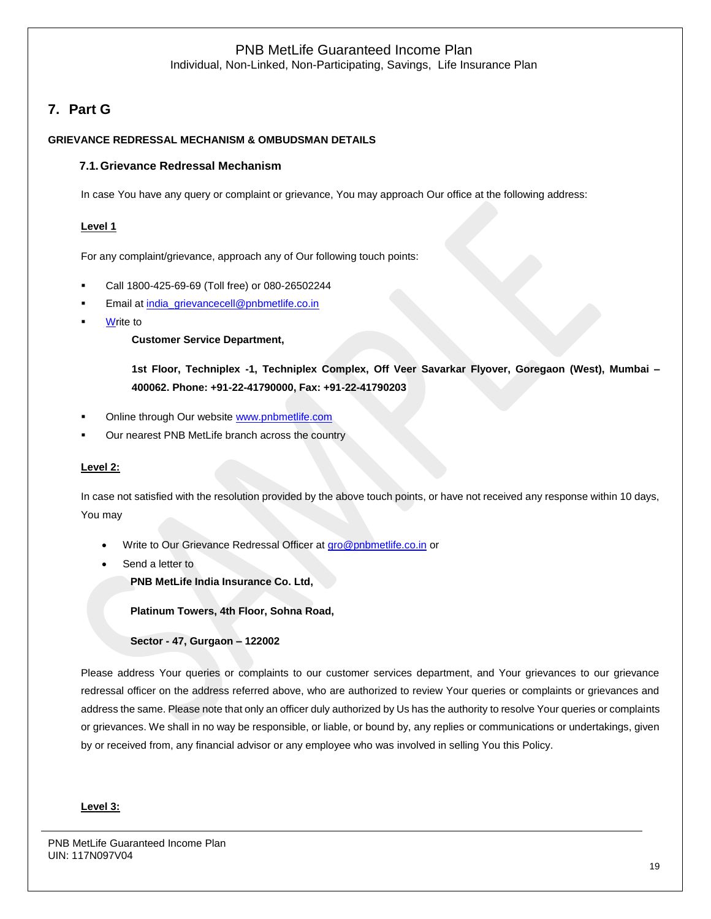## 7. Part G

**GRIEVANCE REDRESSAL MECHANISM & OMBUDSMAN DETAILS**

### 7.1. Grievance Redressal Mechanism

In case You have any query or complaint or grievance, You may approach Our office at the following address:

**Level 1**

For any complaint/grievance, approach any of Our following touch points:

- Call 1800-425-69-69 (Toll free) or 080-26502244
- Email at india_grievancecell@pnbmetlife.co.in
- Write to

  **Customer Service Department,**

  **1st Floor, Techniplex -1, Techniplex Complex, Off Veer Savarkar Flyover, Goregaon (West), Mumbai – 400062. Phone: +91-22-41790000, Fax: +91-22-41790203**

- Online through Our website www.pnbmetlife.com
- Our nearest PNB MetLife branch across the country

**Level 2:**

In case not satisfied with the resolution provided by the above touch points, or have not received any response within 10 days, You may

- Write to Our Grievance Redressal Officer at gro@pnbmetlife.co.in or
- Send a letter to

  **PNB MetLife India Insurance Co. Ltd,**

  **Platinum Towers, 4th Floor, Sohna Road,**

  **Sector - 47, Gurgaon – 122002**

Please address Your queries or complaints to our customer services department, and Your grievances to our grievance redressal officer on the address referred above, who are authorized to review Your queries or complaints or grievances and address the same. Please note that only an officer duly authorized by Us has the authority to resolve Your queries or complaints or grievances. We shall in no way be responsible, or liable, or bound by, any replies or communications or undertakings, given by or received from, any financial advisor or any employee who was involved in selling You this Policy.

**Level 3:**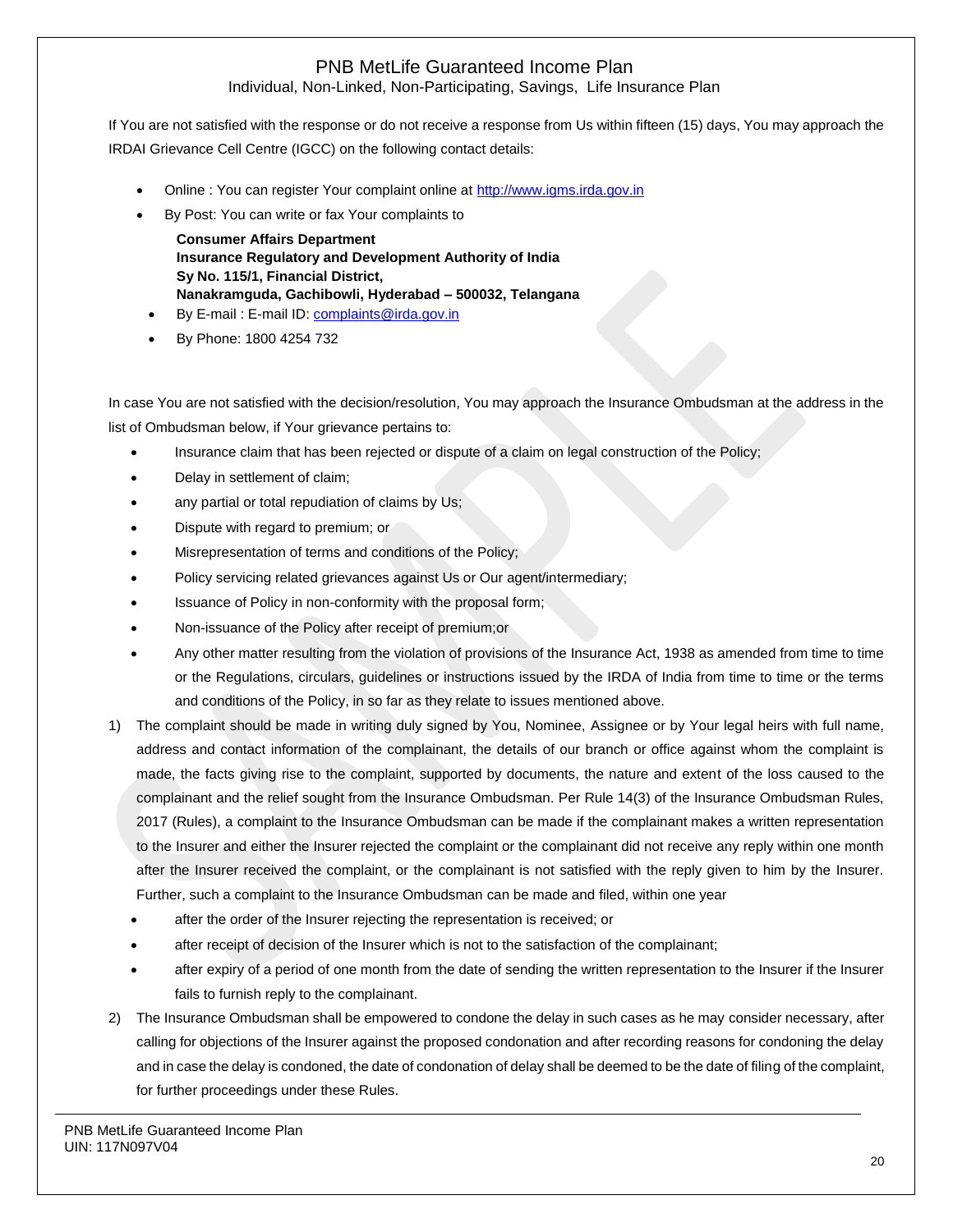If You are not satisfied with the response or do not receive a response from Us within fifteen (15) days, You may approach the IRDAI Grievance Cell Centre (IGCC) on the following contact details:

- Online : You can register Your complaint online at http://www.igms.irda.gov.in
- By Post: You can write or fax Your complaints to

  **Consumer Affairs Department**
  **Insurance Regulatory and Development Authority of India**
  **Sy No. 115/1, Financial District,**
  **Nanakramguda, Gachibowli, Hyderabad – 500032, Telangana**
- By E-mail : E-mail ID: complaints@irda.gov.in
- By Phone: 1800 4254 732

In case You are not satisfied with the decision/resolution, You may approach the Insurance Ombudsman at the address in the list of Ombudsman below, if Your grievance pertains to:

- Insurance claim that has been rejected or dispute of a claim on legal construction of the Policy;
- Delay in settlement of claim;
- any partial or total repudiation of claims by Us;
- Dispute with regard to premium; or
- Misrepresentation of terms and conditions of the Policy;
- Policy servicing related grievances against Us or Our agent/intermediary;
- Issuance of Policy in non-conformity with the proposal form;
- Non-issuance of the Policy after receipt of premium;or
- Any other matter resulting from the violation of provisions of the Insurance Act, 1938 as amended from time to time or the Regulations, circulars, guidelines or instructions issued by the IRDA of India from time to time or the terms and conditions of the Policy, in so far as they relate to issues mentioned above.

1) The complaint should be made in writing duly signed by You, Nominee, Assignee or by Your legal heirs with full name, address and contact information of the complainant, the details of our branch or office against whom the complaint is made, the facts giving rise to the complaint, supported by documents, the nature and extent of the loss caused to the complainant and the relief sought from the Insurance Ombudsman. Per Rule 14(3) of the Insurance Ombudsman Rules, 2017 (Rules), a complaint to the Insurance Ombudsman can be made if the complainant makes a written representation to the Insurer and either the Insurer rejected the complaint or the complainant did not receive any reply within one month after the Insurer received the complaint, or the complainant is not satisfied with the reply given to him by the Insurer. Further, such a complaint to the Insurance Ombudsman can be made and filed, within one year
   - after the order of the Insurer rejecting the representation is received; or
   - after receipt of decision of the Insurer which is not to the satisfaction of the complainant;
   - after expiry of a period of one month from the date of sending the written representation to the Insurer if the Insurer fails to furnish reply to the complainant.
2) The Insurance Ombudsman shall be empowered to condone the delay in such cases as he may consider necessary, after calling for objections of the Insurer against the proposed condonation and after recording reasons for condoning the delay and in case the delay is condoned, the date of condonation of delay shall be deemed to be the date of filing of the complaint, for further proceedings under these Rules.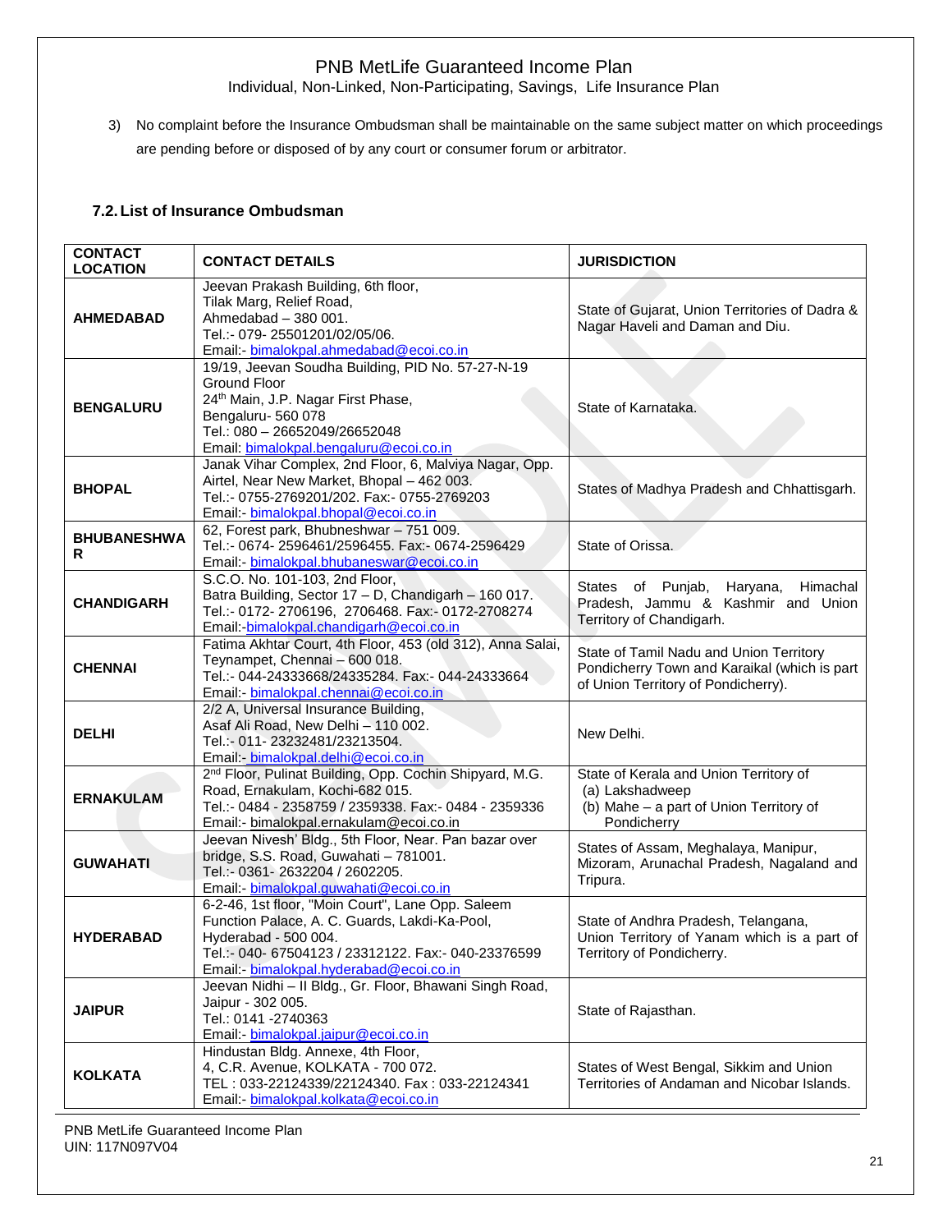3) No complaint before the Insurance Ombudsman shall be maintainable on the same subject matter on which proceedings are pending before or disposed of by any court or consumer forum or arbitrator.

### 7.2. List of Insurance Ombudsman

| CONTACT LOCATION | CONTACT DETAILS | JURISDICTION |
|---|---|---|
| **AHMEDABAD** | Jeevan Prakash Building, 6th floor, Tilak Marg, Relief Road, Ahmedabad – 380 001. Tel.:- 079- 25501201/02/05/06. Email:- bimalokpal.ahmedabad@ecoi.co.in | State of Gujarat, Union Territories of Dadra & Nagar Haveli and Daman and Diu. |
| **BENGALURU** | 19/19, Jeevan Soudha Building, PID No. 57-27-N-19 Ground Floor 24th Main, J.P. Nagar First Phase, Bengaluru- 560 078 Tel.: 080 – 26652049/26652048 Email: bimalokpal.bengaluru@ecoi.co.in | State of Karnataka. |
| **BHOPAL** | Janak Vihar Complex, 2nd Floor, 6, Malviya Nagar, Opp. Airtel, Near New Market, Bhopal – 462 003. Tel.:- 0755-2769201/202. Fax:- 0755-2769203 Email:- bimalokpal.bhopal@ecoi.co.in | States of Madhya Pradesh and Chhattisgarh. |
| **BHUBANESHWAR** | 62, Forest park, Bhubneshwar – 751 009. Tel.:- 0674- 2596461/2596455. Fax:- 0674-2596429 Email:- bimalokpal.bhubaneswar@ecoi.co.in | State of Orissa. |
| **CHANDIGARH** | S.C.O. No. 101-103, 2nd Floor, Batra Building, Sector 17 – D, Chandigarh – 160 017. Tel.:- 0172- 2706196, 2706468. Fax:- 0172-2708274 Email:-bimalokpal.chandigarh@ecoi.co.in | States of Punjab, Haryana, Himachal Pradesh, Jammu & Kashmir and Union Territory of Chandigarh. |
| **CHENNAI** | Fatima Akhtar Court, 4th Floor, 453 (old 312), Anna Salai, Teynampet, Chennai – 600 018. Tel.:- 044-24333668/24335284. Fax:- 044-24333664 Email:- bimalokpal.chennai@ecoi.co.in | State of Tamil Nadu and Union Territory Pondicherry Town and Karaikal (which is part of Union Territory of Pondicherry). |
| **DELHI** | 2/2 A, Universal Insurance Building, Asaf Ali Road, New Delhi – 110 002. Tel.:- 011- 23232481/23213504. Email:- bimalokpal.delhi@ecoi.co.in | New Delhi. |
| **ERNAKULAM** | 2nd Floor, Pulinat Building, Opp. Cochin Shipyard, M.G. Road, Ernakulam, Kochi-682 015. Tel.:- 0484 - 2358759 / 2359338. Fax:- 0484 - 2359336 Email:- bimalokpal.ernakulam@ecoi.co.in | State of Kerala and Union Territory of (a) Lakshadweep (b) Mahe – a part of Union Territory of Pondicherry |
| **GUWAHATI** | Jeevan Nivesh' Bldg., 5th Floor, Near. Pan bazar over bridge, S.S. Road, Guwahati – 781001. Tel.:- 0361- 2632204 / 2602205. Email:- bimalokpal.guwahati@ecoi.co.in | States of Assam, Meghalaya, Manipur, Mizoram, Arunachal Pradesh, Nagaland and Tripura. |
| **HYDERABAD** | 6-2-46, 1st floor, "Moin Court", Lane Opp. Saleem Function Palace, A. C. Guards, Lakdi-Ka-Pool, Hyderabad - 500 004. Tel.:- 040- 67504123 / 23312122. Fax:- 040-23376599 Email:- bimalokpal.hyderabad@ecoi.co.in | State of Andhra Pradesh, Telangana, Union Territory of Yanam which is a part of Territory of Pondicherry. |
| **JAIPUR** | Jeevan Nidhi – II Bldg., Gr. Floor, Bhawani Singh Road, Jaipur - 302 005. Tel.: 0141 -2740363 Email:- bimalokpal.jaipur@ecoi.co.in | State of Rajasthan. |
| **KOLKATA** | Hindustan Bldg. Annexe, 4th Floor, 4, C.R. Avenue, KOLKATA - 700 072. TEL : 033-22124339/22124340. Fax : 033-22124341 Email:- bimalokpal.kolkata@ecoi.co.in | States of West Bengal, Sikkim and Union Territories of Andaman and Nicobar Islands. |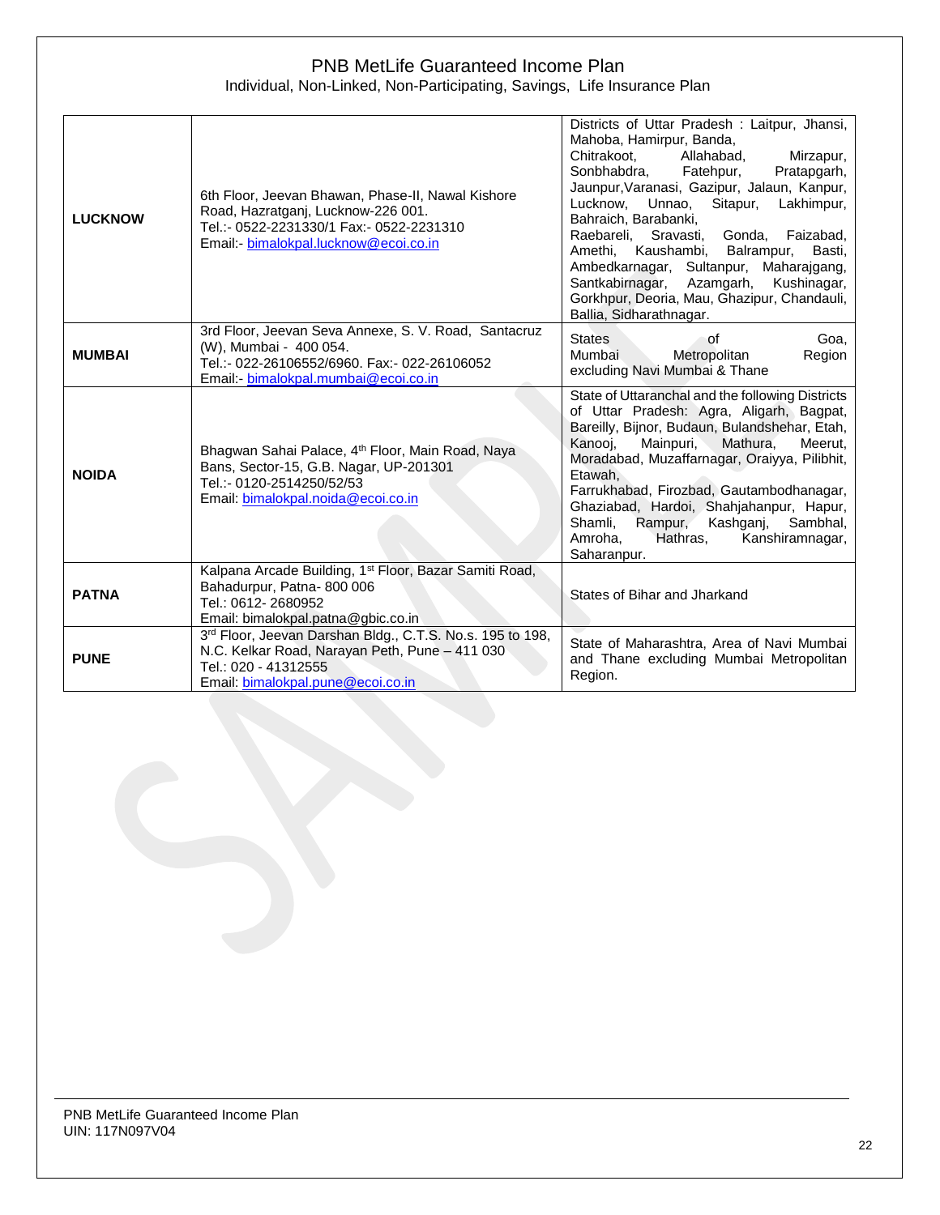| | | |
|---|---|---|
| **LUCKNOW** | 6th Floor, Jeevan Bhawan, Phase-II, Nawal Kishore Road, Hazratganj, Lucknow-226 001. Tel.:- 0522-2231330/1 Fax:- 0522-2231310 Email:- bimalokpal.lucknow@ecoi.co.in | Districts of Uttar Pradesh : Laitpur, Jhansi, Mahoba, Hamirpur, Banda, Chitrakoot, Allahabad, Mirzapur, Sonbhabdra, Fatehpur, Pratapgarh, Jaunpur,Varanasi, Gazipur, Jalaun, Kanpur, Lucknow, Unnao, Sitapur, Lakhimpur, Bahraich, Barabanki, Raebareli, Sravasti, Gonda, Faizabad, Amethi, Kaushambi, Balrampur, Basti, Ambedkarnagar, Sultanpur, Maharajgang, Santkabirnagar, Azamgarh, Kushinagar, Gorkhpur, Deoria, Mau, Ghazipur, Chandauli, Ballia, Sidharathnagar. |
| **MUMBAI** | 3rd Floor, Jeevan Seva Annexe, S. V. Road, Santacruz (W), Mumbai - 400 054. Tel.:- 022-26106552/6960. Fax:- 022-26106052 Email:- bimalokpal.mumbai@ecoi.co.in | States of Goa, Mumbai Metropolitan Region excluding Navi Mumbai & Thane |
| **NOIDA** | Bhagwan Sahai Palace, 4th Floor, Main Road, Naya Bans, Sector-15, G.B. Nagar, UP-201301 Tel.:- 0120-2514250/52/53 Email: bimalokpal.noida@ecoi.co.in | State of Uttaranchal and the following Districts of Uttar Pradesh: Agra, Aligarh, Bagpat, Bareilly, Bijnor, Budaun, Bulandshehar, Etah, Kanooj, Mainpuri, Mathura, Meerut, Moradabad, Muzaffarnagar, Oraiyya, Pilibhit, Etawah, Farrukhabad, Firozbad, Gautambodhanagar, Ghaziabad, Hardoi, Shahjahanpur, Hapur, Shamli, Rampur, Kashganj, Sambhal, Amroha, Hathras, Kanshiramnagar, Saharanpur. |
| **PATNA** | Kalpana Arcade Building, 1st Floor, Bazar Samiti Road, Bahadurpur, Patna- 800 006 Tel.: 0612- 2680952 Email: bimalokpal.patna@gbic.co.in | States of Bihar and Jharkand |
| **PUNE** | 3rd Floor, Jeevan Darshan Bldg., C.T.S. No.s. 195 to 198, N.C. Kelkar Road, Narayan Peth, Pune – 411 030 Tel.: 020 - 41312555 Email: bimalokpal.pune@ecoi.co.in | State of Maharashtra, Area of Navi Mumbai and Thane excluding Mumbai Metropolitan Region. |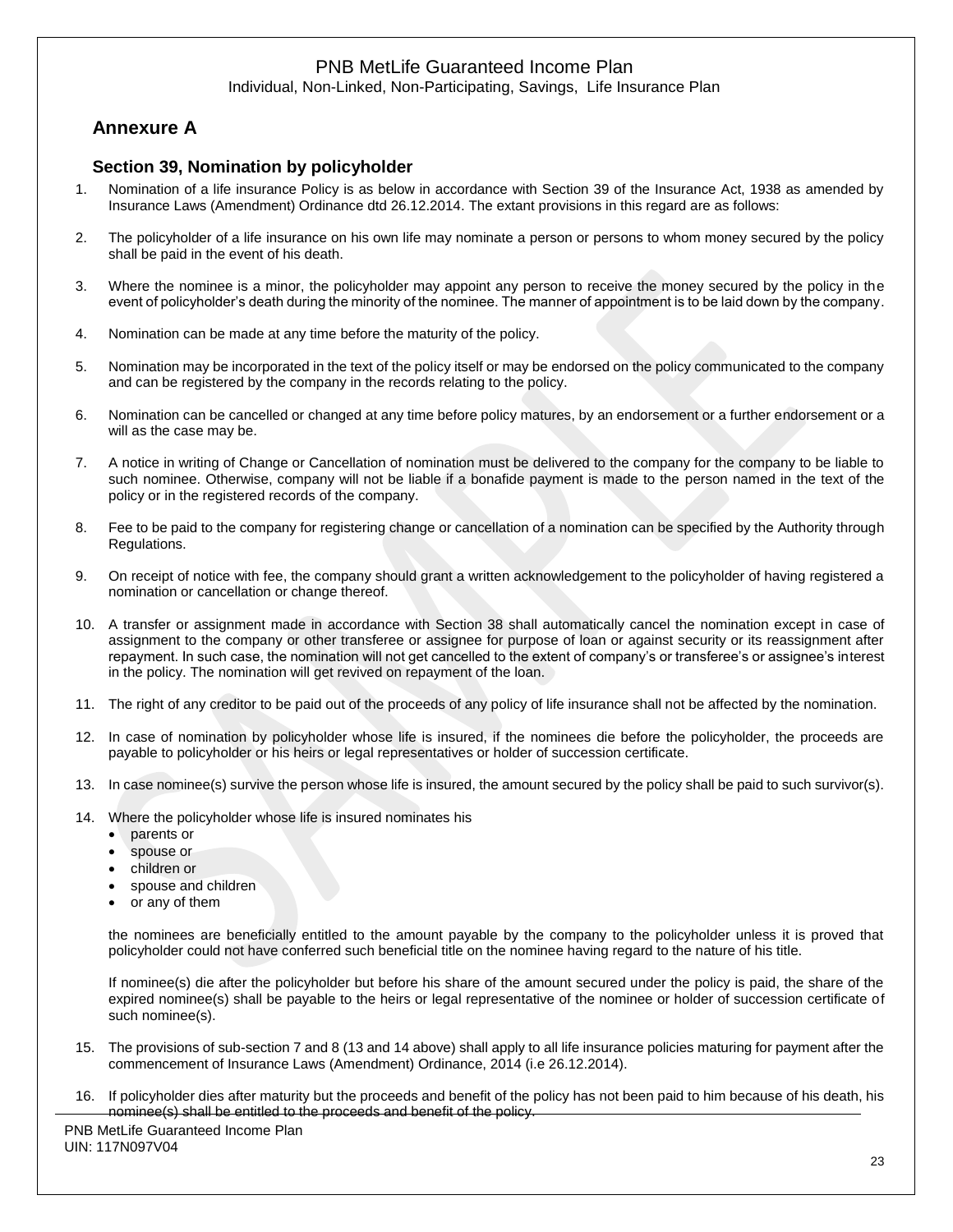## Annexure A

### Section 39, Nomination by policyholder

1. Nomination of a life insurance Policy is as below in accordance with Section 39 of the Insurance Act, 1938 as amended by Insurance Laws (Amendment) Ordinance dtd 26.12.2014. The extant provisions in this regard are as follows:

2. The policyholder of a life insurance on his own life may nominate a person or persons to whom money secured by the policy shall be paid in the event of his death.

3. Where the nominee is a minor, the policyholder may appoint any person to receive the money secured by the policy in the event of policyholder's death during the minority of the nominee. The manner of appointment is to be laid down by the company.

4. Nomination can be made at any time before the maturity of the policy.

5. Nomination may be incorporated in the text of the policy itself or may be endorsed on the policy communicated to the company and can be registered by the company in the records relating to the policy.

6. Nomination can be cancelled or changed at any time before policy matures, by an endorsement or a further endorsement or a will as the case may be.

7. A notice in writing of Change or Cancellation of nomination must be delivered to the company for the company to be liable to such nominee. Otherwise, company will not be liable if a bonafide payment is made to the person named in the text of the policy or in the registered records of the company.

8. Fee to be paid to the company for registering change or cancellation of a nomination can be specified by the Authority through Regulations.

9. On receipt of notice with fee, the company should grant a written acknowledgement to the policyholder of having registered a nomination or cancellation or change thereof.

10. A transfer or assignment made in accordance with Section 38 shall automatically cancel the nomination except in case of assignment to the company or other transferee or assignee for purpose of loan or against security or its reassignment after repayment. In such case, the nomination will not get cancelled to the extent of company's or transferee's or assignee's interest in the policy. The nomination will get revived on repayment of the loan.

11. The right of any creditor to be paid out of the proceeds of any policy of life insurance shall not be affected by the nomination.

12. In case of nomination by policyholder whose life is insured, if the nominees die before the policyholder, the proceeds are payable to policyholder or his heirs or legal representatives or holder of succession certificate.

13. In case nominee(s) survive the person whose life is insured, the amount secured by the policy shall be paid to such survivor(s).

14. Where the policyholder whose life is insured nominates his
    - parents or
    - spouse or
    - children or
    - spouse and children
    - or any of them

    the nominees are beneficially entitled to the amount payable by the company to the policyholder unless it is proved that policyholder could not have conferred such beneficial title on the nominee having regard to the nature of his title.

    If nominee(s) die after the policyholder but before his share of the amount secured under the policy is paid, the share of the expired nominee(s) shall be payable to the heirs or legal representative of the nominee or holder of succession certificate of such nominee(s).

15. The provisions of sub-section 7 and 8 (13 and 14 above) shall apply to all life insurance policies maturing for payment after the commencement of Insurance Laws (Amendment) Ordinance, 2014 (i.e 26.12.2014).

16. If policyholder dies after maturity but the proceeds and benefit of the policy has not been paid to him because of his death, his nominee(s) shall be entitled to the proceeds and benefit of the policy.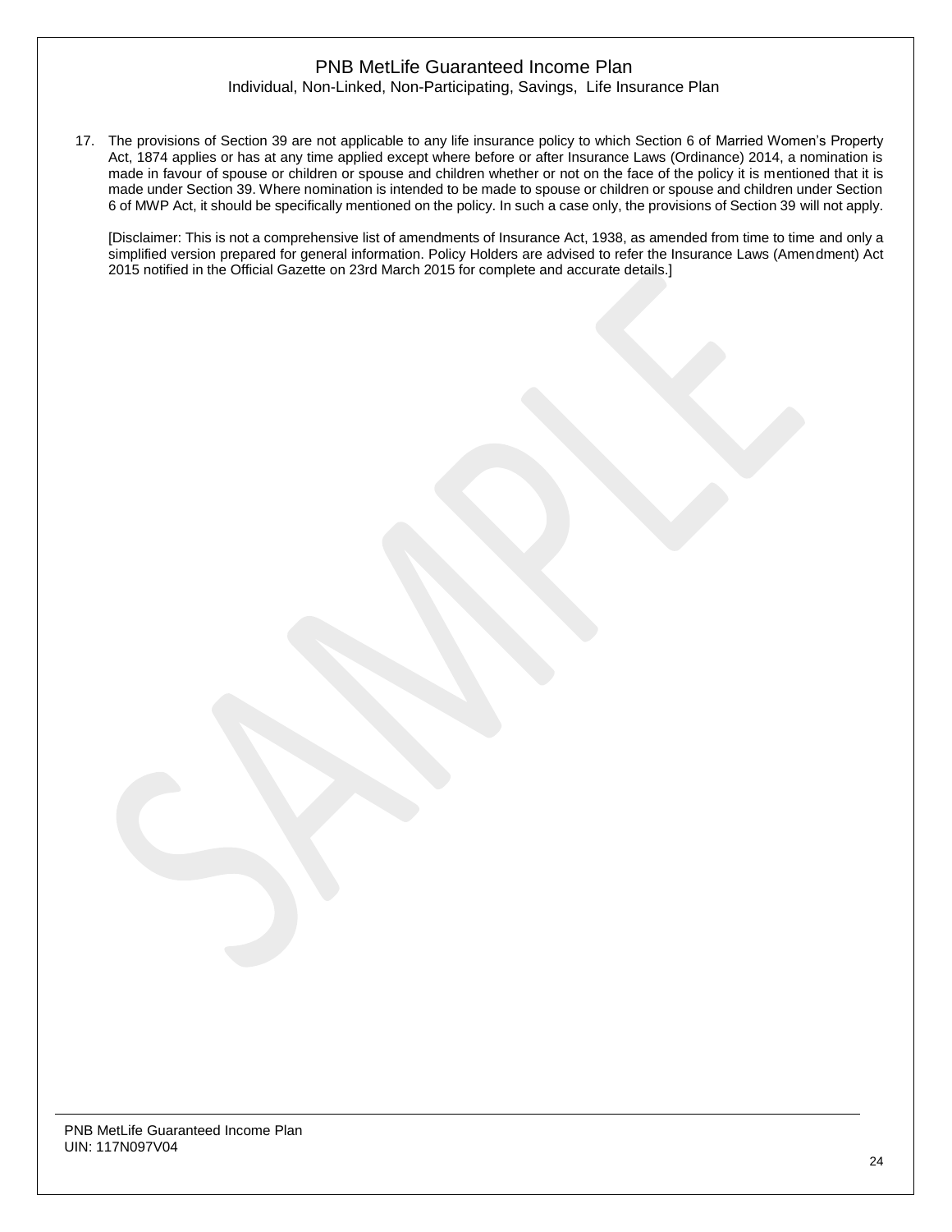17. The provisions of Section 39 are not applicable to any life insurance policy to which Section 6 of Married Women's Property Act, 1874 applies or has at any time applied except where before or after Insurance Laws (Ordinance) 2014, a nomination is made in favour of spouse or children or spouse and children whether or not on the face of the policy it is mentioned that it is made under Section 39. Where nomination is intended to be made to spouse or children or spouse and children under Section 6 of MWP Act, it should be specifically mentioned on the policy. In such a case only, the provisions of Section 39 will not apply.

    [Disclaimer: This is not a comprehensive list of amendments of Insurance Act, 1938, as amended from time to time and only a simplified version prepared for general information. Policy Holders are advised to refer the Insurance Laws (Amendment) Act 2015 notified in the Official Gazette on 23rd March 2015 for complete and accurate details.]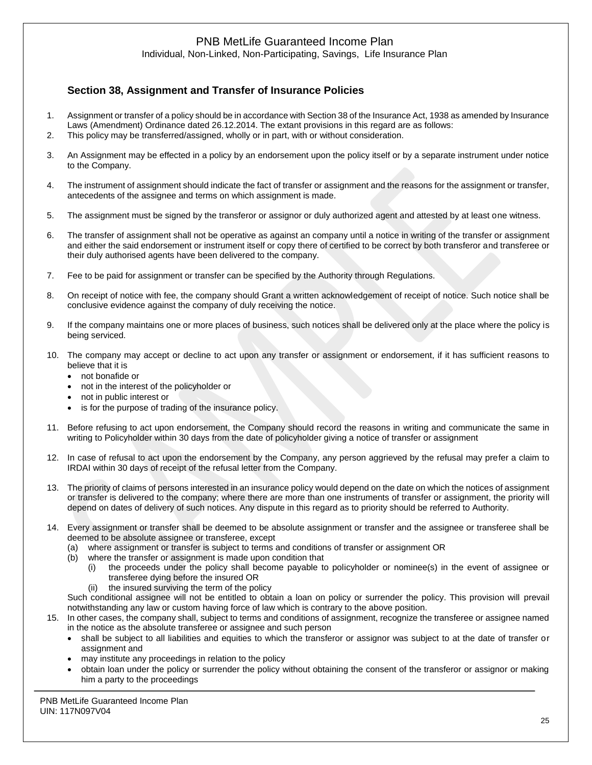### Section 38, Assignment and Transfer of Insurance Policies

1. Assignment or transfer of a policy should be in accordance with Section 38 of the Insurance Act, 1938 as amended by Insurance Laws (Amendment) Ordinance dated 26.12.2014. The extant provisions in this regard are as follows:
2. This policy may be transferred/assigned, wholly or in part, with or without consideration.
3. An Assignment may be effected in a policy by an endorsement upon the policy itself or by a separate instrument under notice to the Company.
4. The instrument of assignment should indicate the fact of transfer or assignment and the reasons for the assignment or transfer, antecedents of the assignee and terms on which assignment is made.
5. The assignment must be signed by the transferor or assignor or duly authorized agent and attested by at least one witness.
6. The transfer of assignment shall not be operative as against an company until a notice in writing of the transfer or assignment and either the said endorsement or instrument itself or copy there of certified to be correct by both transferor and transferee or their duly authorised agents have been delivered to the company.
7. Fee to be paid for assignment or transfer can be specified by the Authority through Regulations.
8. On receipt of notice with fee, the company should Grant a written acknowledgement of receipt of notice. Such notice shall be conclusive evidence against the company of duly receiving the notice.
9. If the company maintains one or more places of business, such notices shall be delivered only at the place where the policy is being serviced.
10. The company may accept or decline to act upon any transfer or assignment or endorsement, if it has sufficient reasons to believe that it is
    - not bonafide or
    - not in the interest of the policyholder or
    - not in public interest or
    - is for the purpose of trading of the insurance policy.
11. Before refusing to act upon endorsement, the Company should record the reasons in writing and communicate the same in writing to Policyholder within 30 days from the date of policyholder giving a notice of transfer or assignment
12. In case of refusal to act upon the endorsement by the Company, any person aggrieved by the refusal may prefer a claim to IRDAI within 30 days of receipt of the refusal letter from the Company.
13. The priority of claims of persons interested in an insurance policy would depend on the date on which the notices of assignment or transfer is delivered to the company; where there are more than one instruments of transfer or assignment, the priority will depend on dates of delivery of such notices. Any dispute in this regard as to priority should be referred to Authority.
14. Every assignment or transfer shall be deemed to be absolute assignment or transfer and the assignee or transferee shall be deemed to be absolute assignee or transferee, except
    (a) where assignment or transfer is subject to terms and conditions of transfer or assignment OR
    (b) where the transfer or assignment is made upon condition that
        (i) the proceeds under the policy shall become payable to policyholder or nominee(s) in the event of assignee or transferee dying before the insured OR
        (ii) the insured surviving the term of the policy

    Such conditional assignee will not be entitled to obtain a loan on policy or surrender the policy. This provision will prevail notwithstanding any law or custom having force of law which is contrary to the above position.
15. In other cases, the company shall, subject to terms and conditions of assignment, recognize the transferee or assignee named in the notice as the absolute transferee or assignee and such person
    - shall be subject to all liabilities and equities to which the transferor or assignor was subject to at the date of transfer or assignment and
    - may institute any proceedings in relation to the policy
    - obtain loan under the policy or surrender the policy without obtaining the consent of the transferor or assignor or making him a party to the proceedings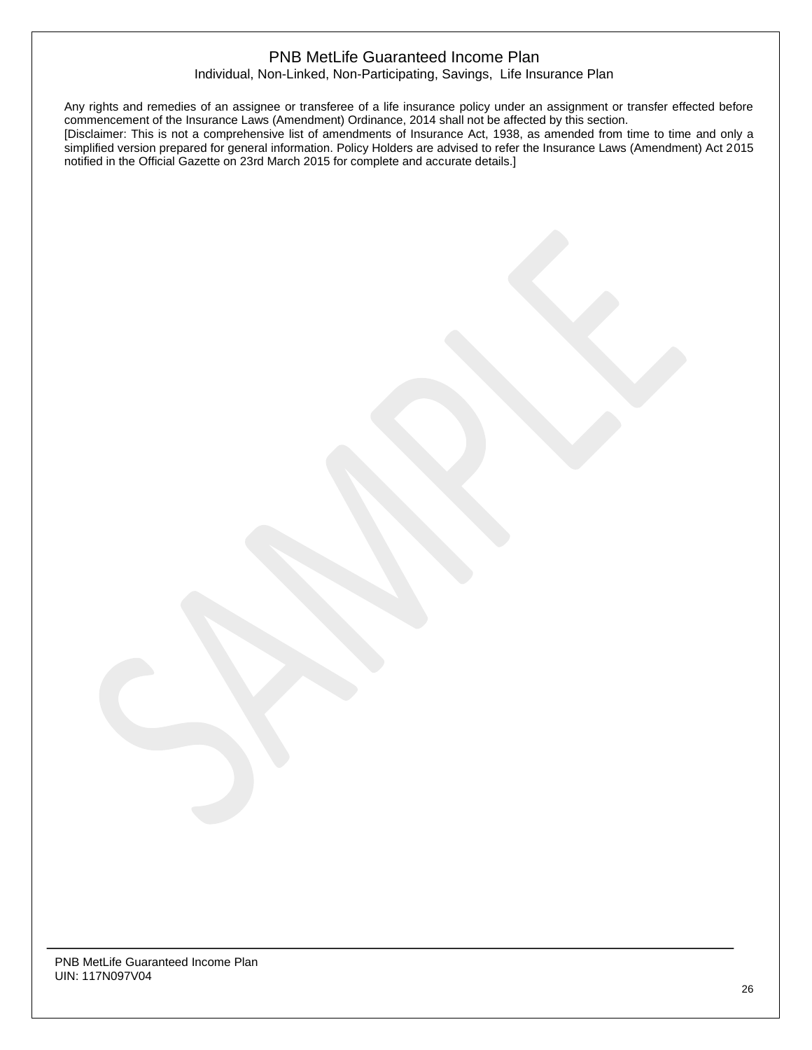Any rights and remedies of an assignee or transferee of a life insurance policy under an assignment or transfer effected before commencement of the Insurance Laws (Amendment) Ordinance, 2014 shall not be affected by this section.

[Disclaimer: This is not a comprehensive list of amendments of Insurance Act, 1938, as amended from time to time and only a simplified version prepared for general information. Policy Holders are advised to refer the Insurance Laws (Amendment) Act 2015 notified in the Official Gazette on 23rd March 2015 for complete and accurate details.]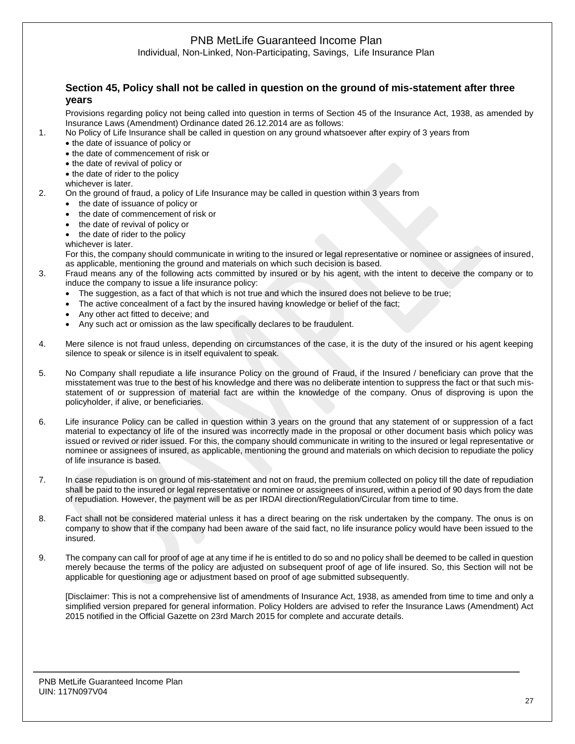## Section 45, Policy shall not be called in question on the ground of mis-statement after three years

Provisions regarding policy not being called into question in terms of Section 45 of the Insurance Act, 1938, as amended by Insurance Laws (Amendment) Ordinance dated 26.12.2014 are as follows:

1. No Policy of Life Insurance shall be called in question on any ground whatsoever after expiry of 3 years from
   - the date of issuance of policy or
   - the date of commencement of risk or
   - the date of revival of policy or
   - the date of rider to the policy

   whichever is later.
2. On the ground of fraud, a policy of Life Insurance may be called in question within 3 years from
   - the date of issuance of policy or
   - the date of commencement of risk or
   - the date of revival of policy or
   - the date of rider to the policy

   whichever is later.

   For this, the company should communicate in writing to the insured or legal representative or nominee or assignees of insured, as applicable, mentioning the ground and materials on which such decision is based.
3. Fraud means any of the following acts committed by insured or by his agent, with the intent to deceive the company or to induce the company to issue a life insurance policy:
   - The suggestion, as a fact of that which is not true and which the insured does not believe to be true;
   - The active concealment of a fact by the insured having knowledge or belief of the fact;
   - Any other act fitted to deceive; and
   - Any such act or omission as the law specifically declares to be fraudulent.
4. Mere silence is not fraud unless, depending on circumstances of the case, it is the duty of the insured or his agent keeping silence to speak or silence is in itself equivalent to speak.
5. No Company shall repudiate a life insurance Policy on the ground of Fraud, if the Insured / beneficiary can prove that the misstatement was true to the best of his knowledge and there was no deliberate intention to suppress the fact or that such mis-statement of or suppression of material fact are within the knowledge of the company. Onus of disproving is upon the policyholder, if alive, or beneficiaries.
6. Life insurance Policy can be called in question within 3 years on the ground that any statement of or suppression of a fact material to expectancy of life of the insured was incorrectly made in the proposal or other document basis which policy was issued or revived or rider issued. For this, the company should communicate in writing to the insured or legal representative or nominee or assignees of insured, as applicable, mentioning the ground and materials on which decision to repudiate the policy of life insurance is based.
7. In case repudiation is on ground of mis-statement and not on fraud, the premium collected on policy till the date of repudiation shall be paid to the insured or legal representative or nominee or assignees of insured, within a period of 90 days from the date of repudiation. However, the payment will be as per IRDAI direction/Regulation/Circular from time to time.
8. Fact shall not be considered material unless it has a direct bearing on the risk undertaken by the company. The onus is on company to show that if the company had been aware of the said fact, no life insurance policy would have been issued to the insured.
9. The company can call for proof of age at any time if he is entitled to do so and no policy shall be deemed to be called in question merely because the terms of the policy are adjusted on subsequent proof of age of life insured. So, this Section will not be applicable for questioning age or adjustment based on proof of age submitted subsequently.

[Disclaimer: This is not a comprehensive list of amendments of Insurance Act, 1938, as amended from time to time and only a simplified version prepared for general information. Policy Holders are advised to refer the Insurance Laws (Amendment) Act 2015 notified in the Official Gazette on 23rd March 2015 for complete and accurate details.